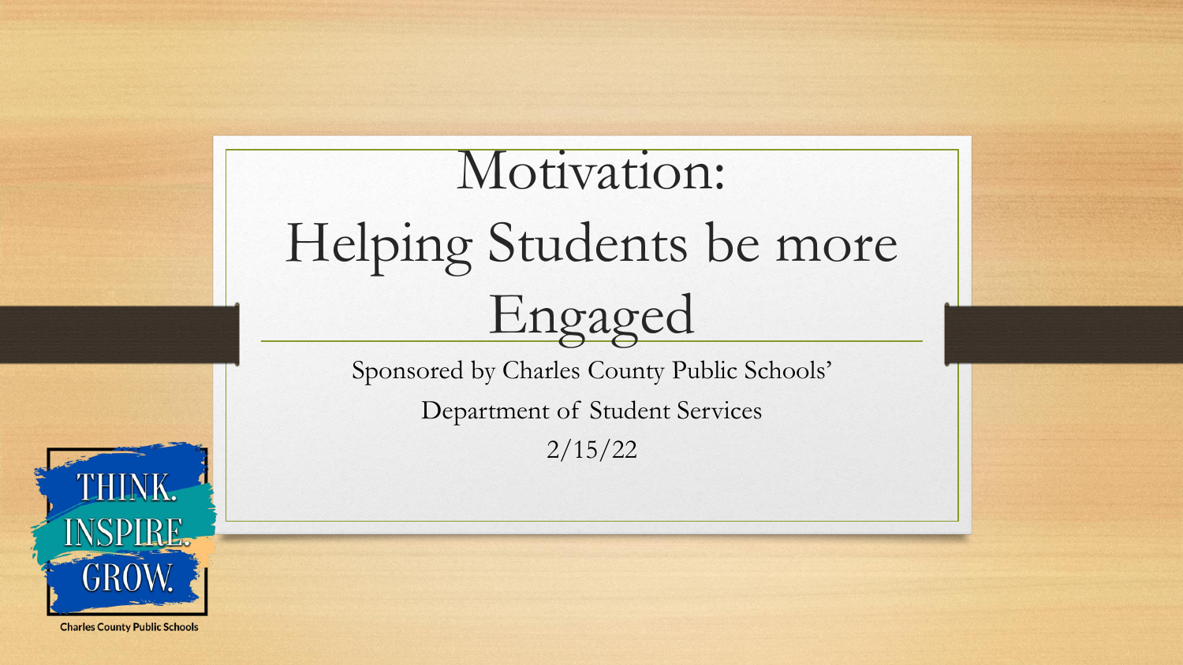# Motivation: Helping Students be more Engaged

Sponsored by Charles County Public Schools'

Department of Student Services

2/15/22

THINK. INSPIRE. GROW.

Charles County Public Schools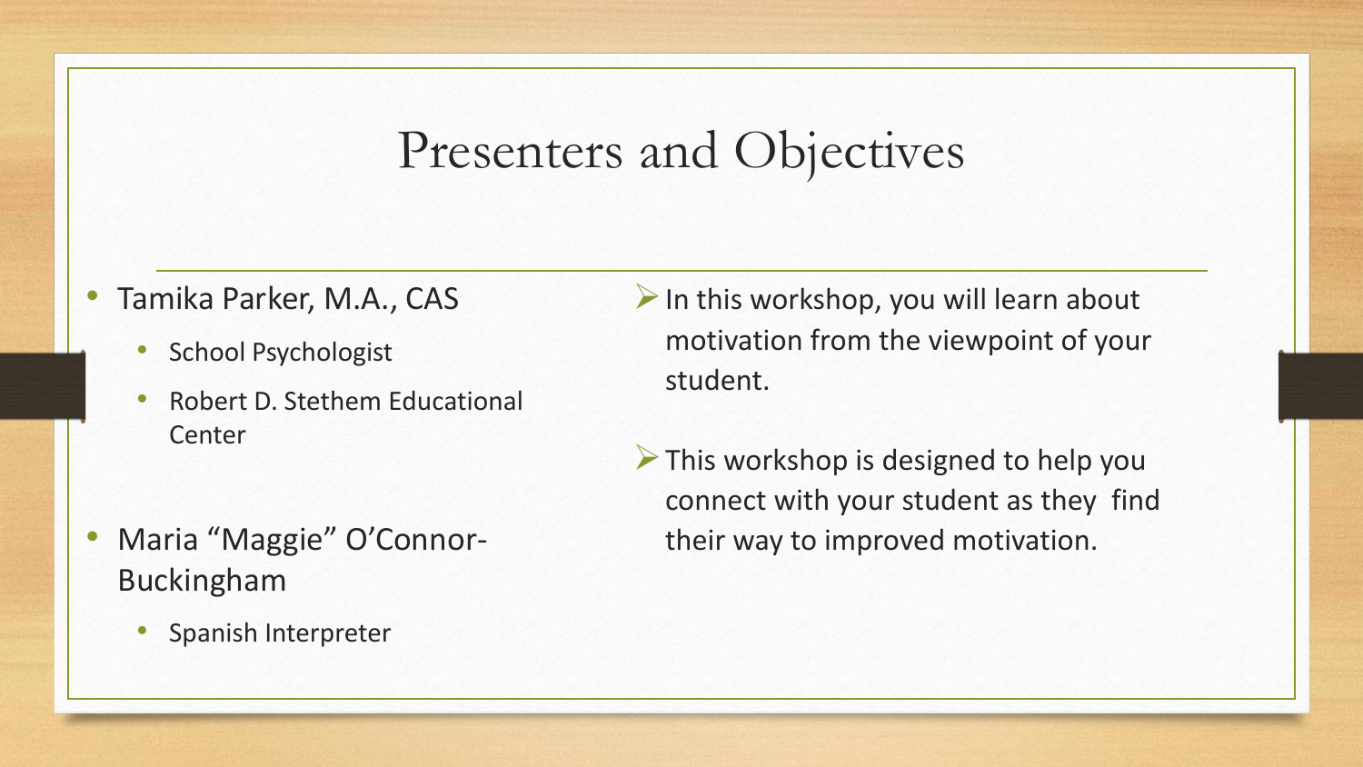# Presenters and Objectives

- Tamika Parker, M.A., CAS
  - School Psychologist
  - Robert D. Stethem Educational Center
- Maria “Maggie” O’Connor-Buckingham
  - Spanish Interpreter

- In this workshop, you will learn about motivation from the viewpoint of your student.
- This workshop is designed to help you connect with your student as they find their way to improved motivation.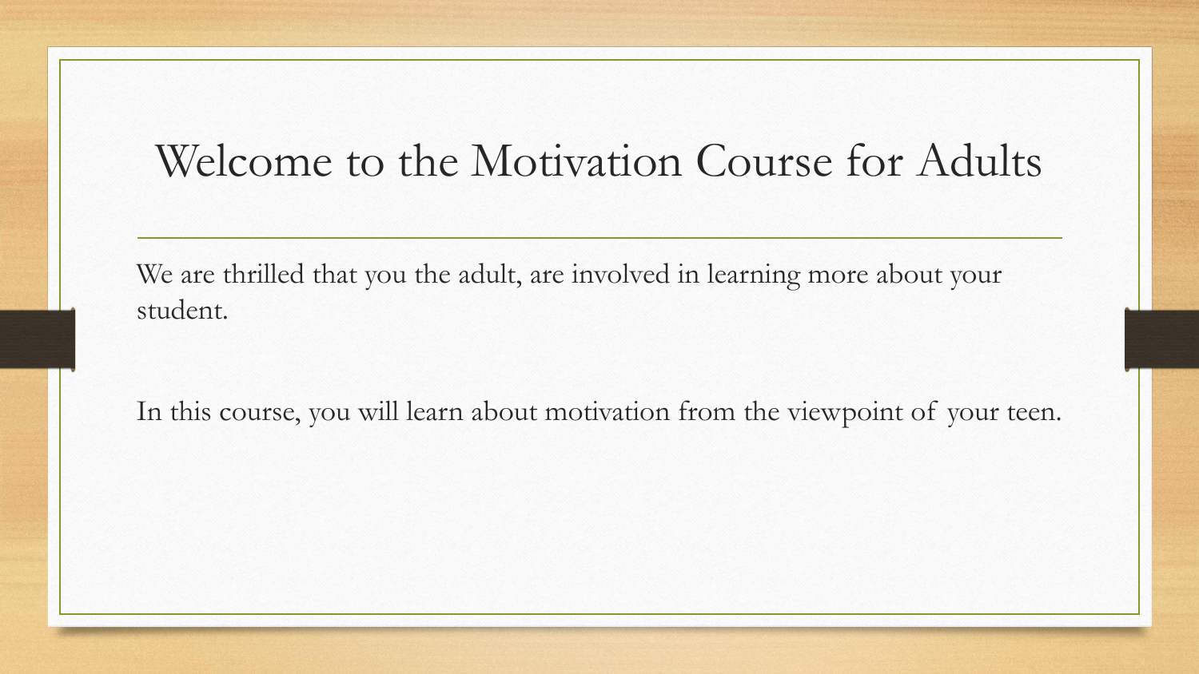# Welcome to the Motivation Course for Adults

We are thrilled that you the adult, are involved in learning more about your student.

In this course, you will learn about motivation from the viewpoint of your teen.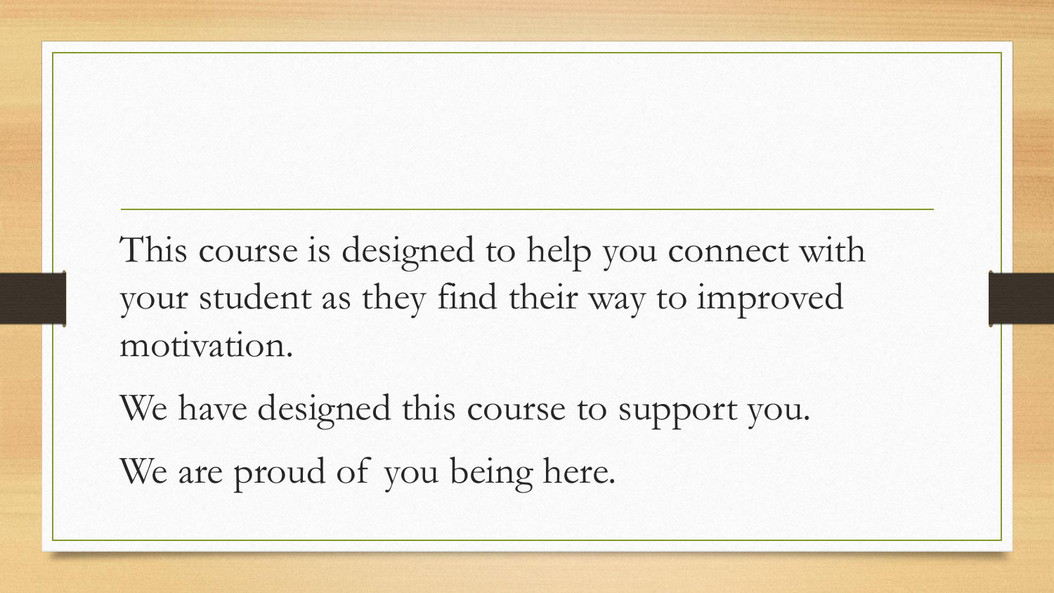This course is designed to help you connect with your student as they find their way to improved motivation.

We have designed this course to support you.

We are proud of you being here.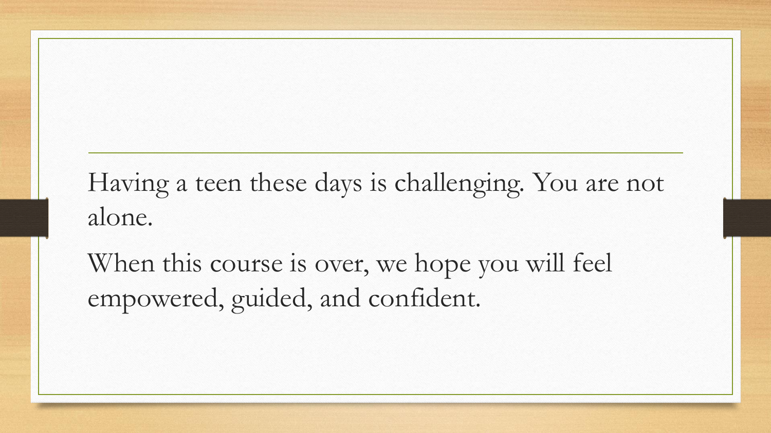Having a teen these days is challenging. You are not alone.

When this course is over, we hope you will feel empowered, guided, and confident.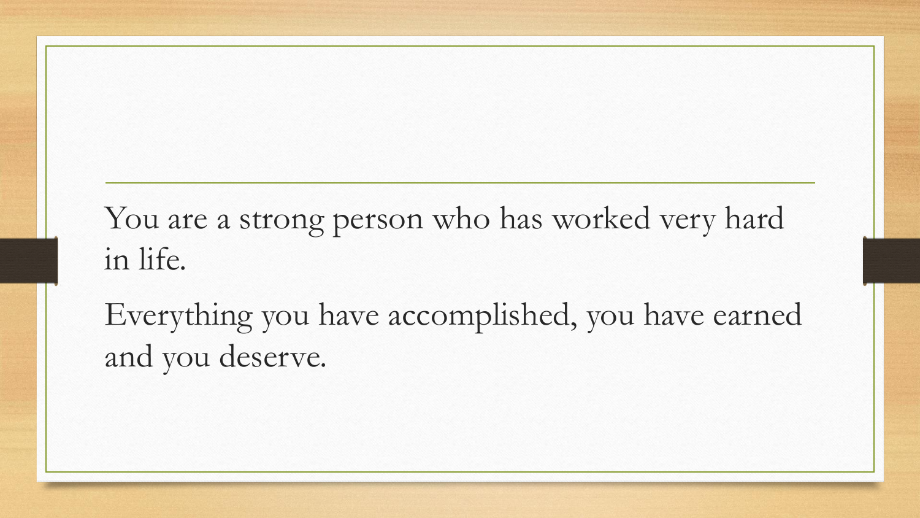You are a strong person who has worked very hard in life.

Everything you have accomplished, you have earned and you deserve.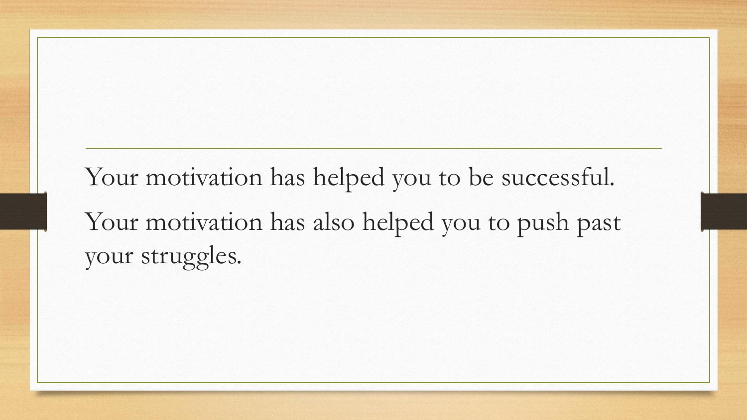Your motivation has helped you to be successful.

Your motivation has also helped you to push past your struggles.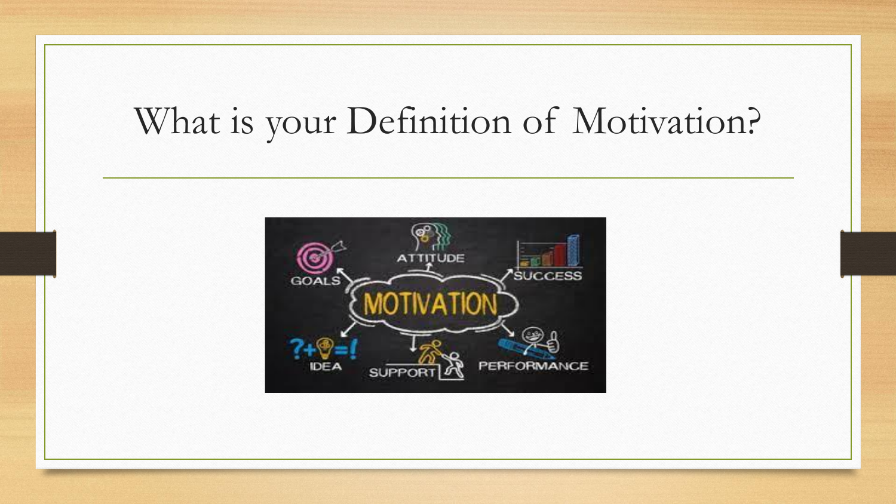# What is your Definition of Motivation?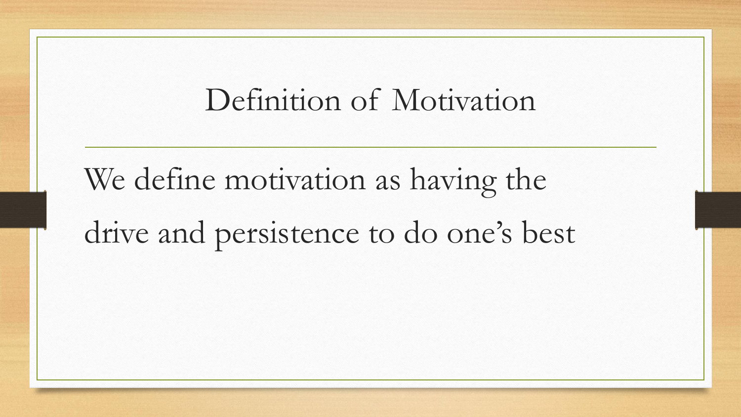# Definition of Motivation

We define motivation as having the drive and persistence to do one's best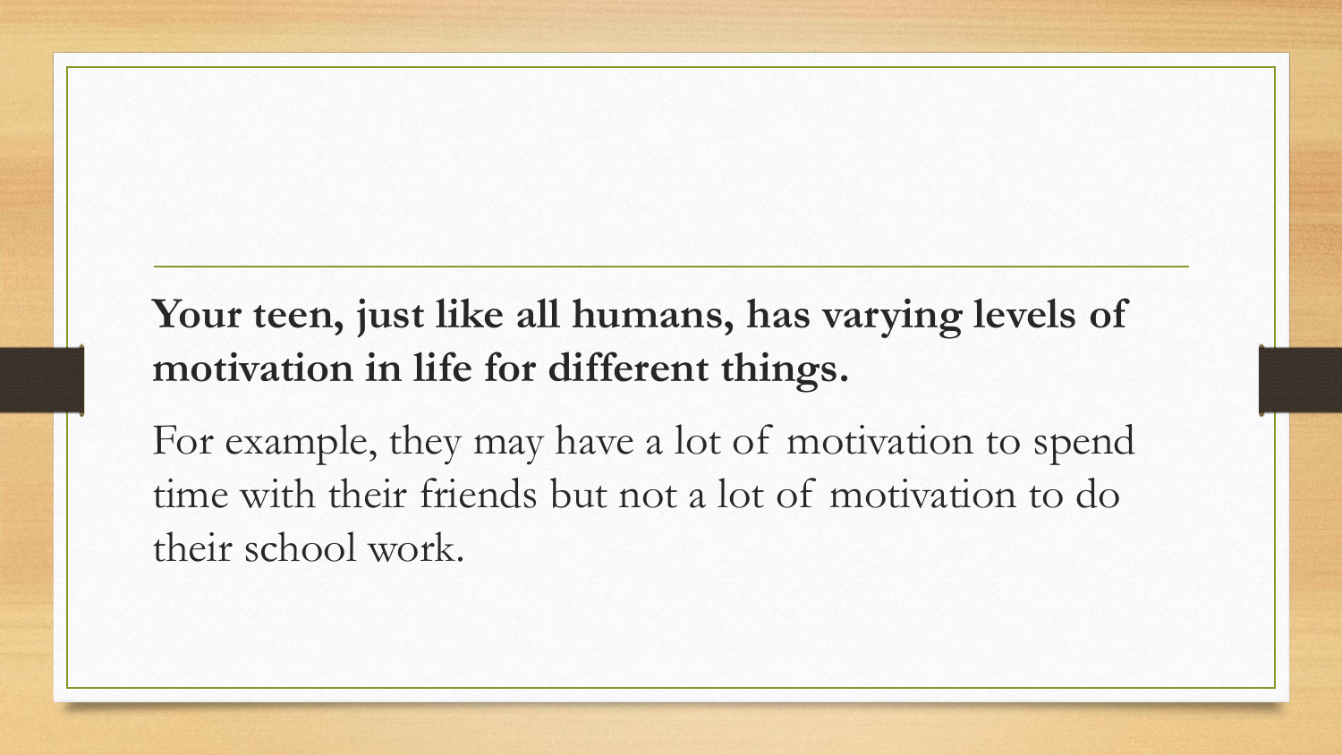**Your teen, just like all humans, has varying levels of motivation in life for different things.**

For example, they may have a lot of motivation to spend time with their friends but not a lot of motivation to do their school work.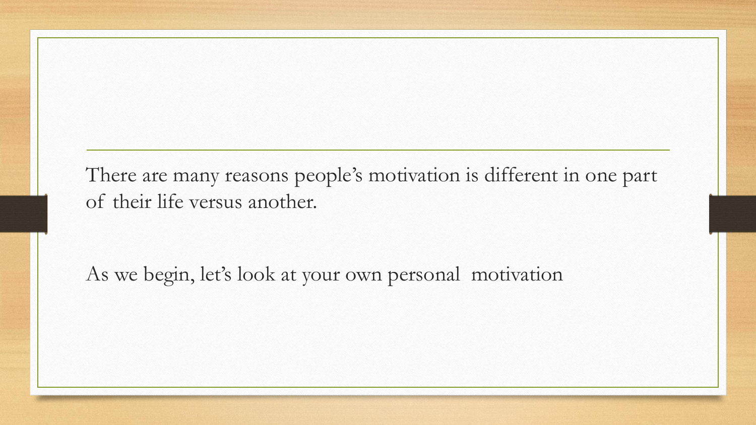There are many reasons people's motivation is different in one part of their life versus another.

As we begin, let's look at your own personal motivation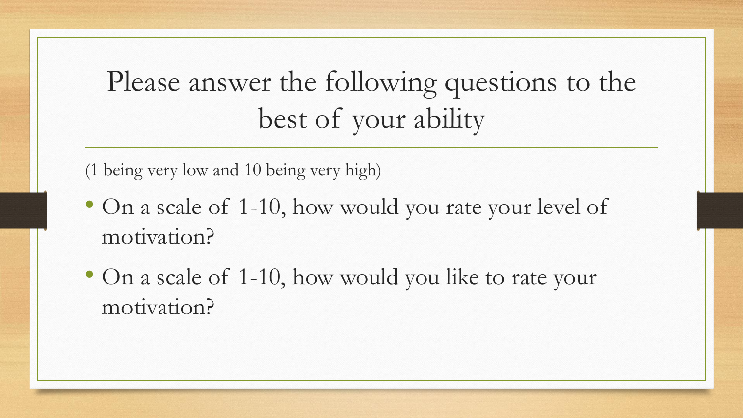# Please answer the following questions to the best of your ability

(1 being very low and 10 being very high)

- On a scale of 1-10, how would you rate your level of motivation?
- On a scale of 1-10, how would you like to rate your motivation?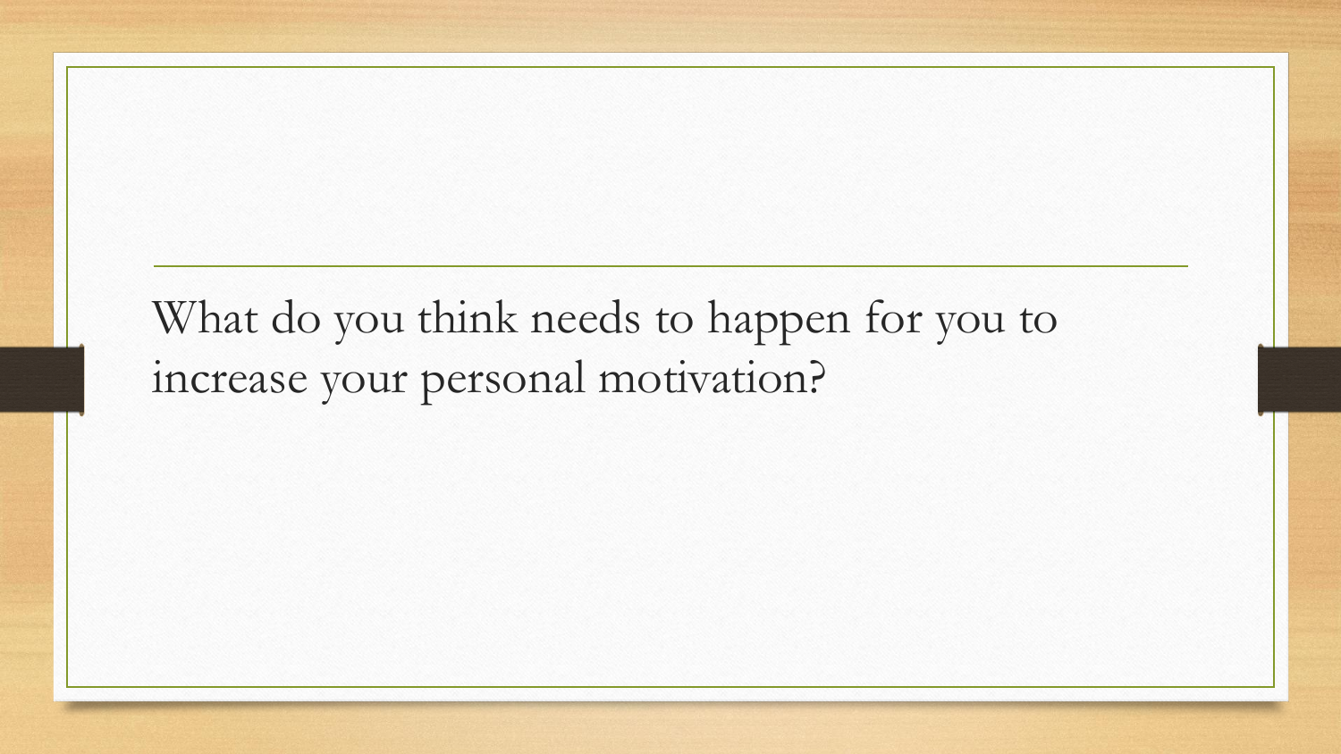What do you think needs to happen for you to increase your personal motivation?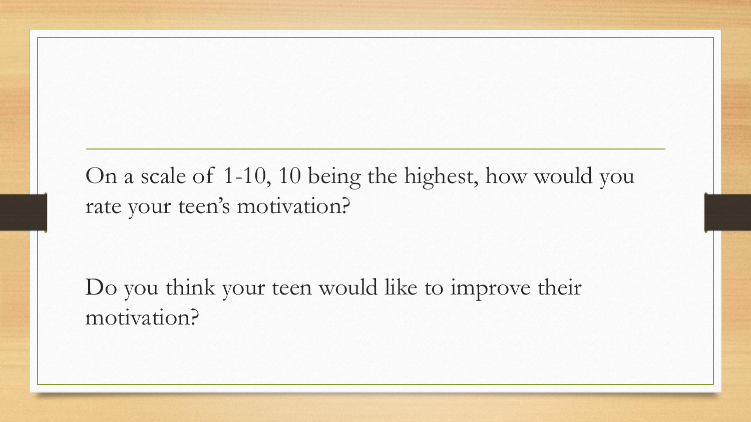On a scale of 1-10, 10 being the highest, how would you rate your teen's motivation?

Do you think your teen would like to improve their motivation?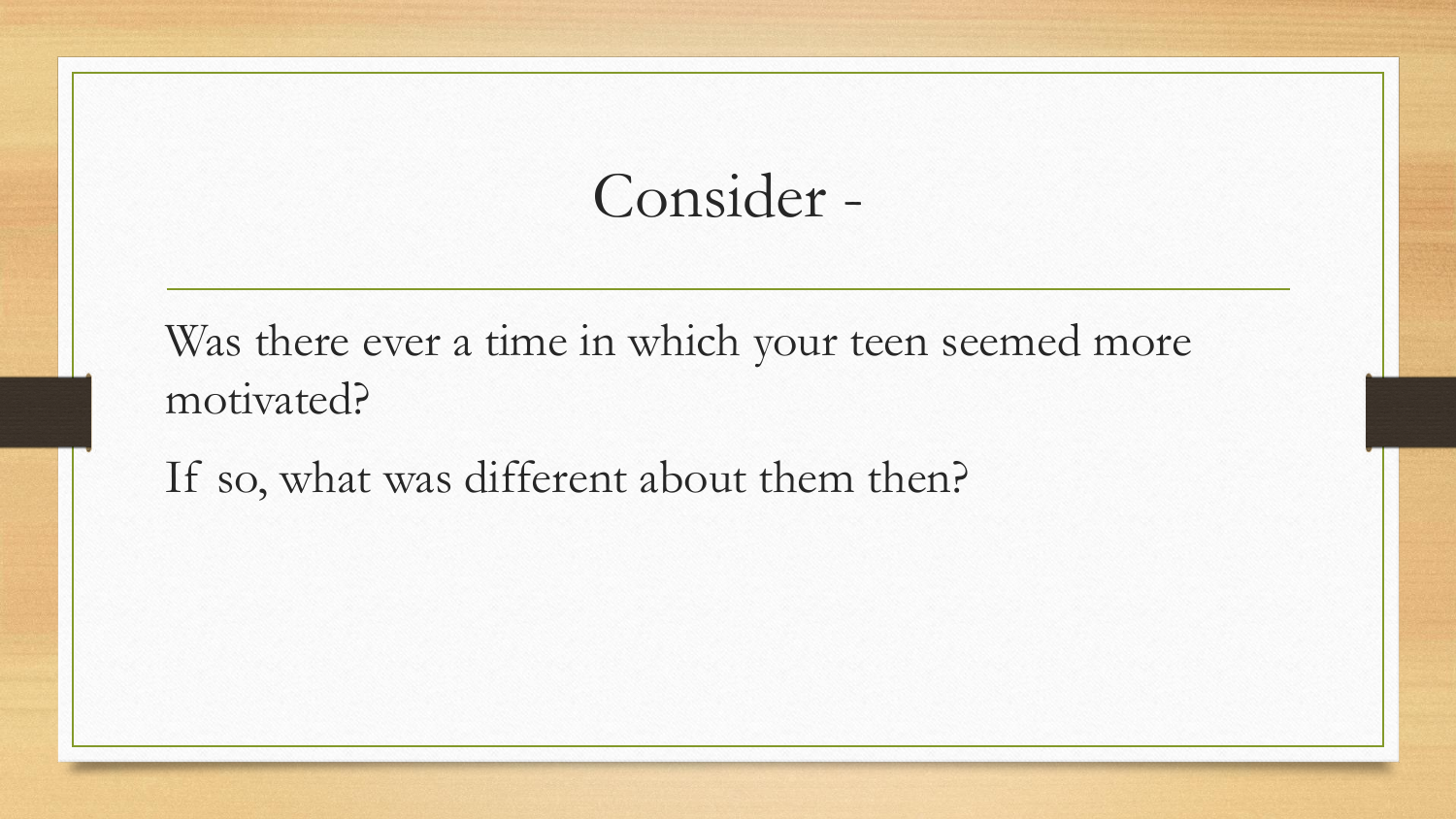# Consider -

Was there ever a time in which your teen seemed more motivated?

If so, what was different about them then?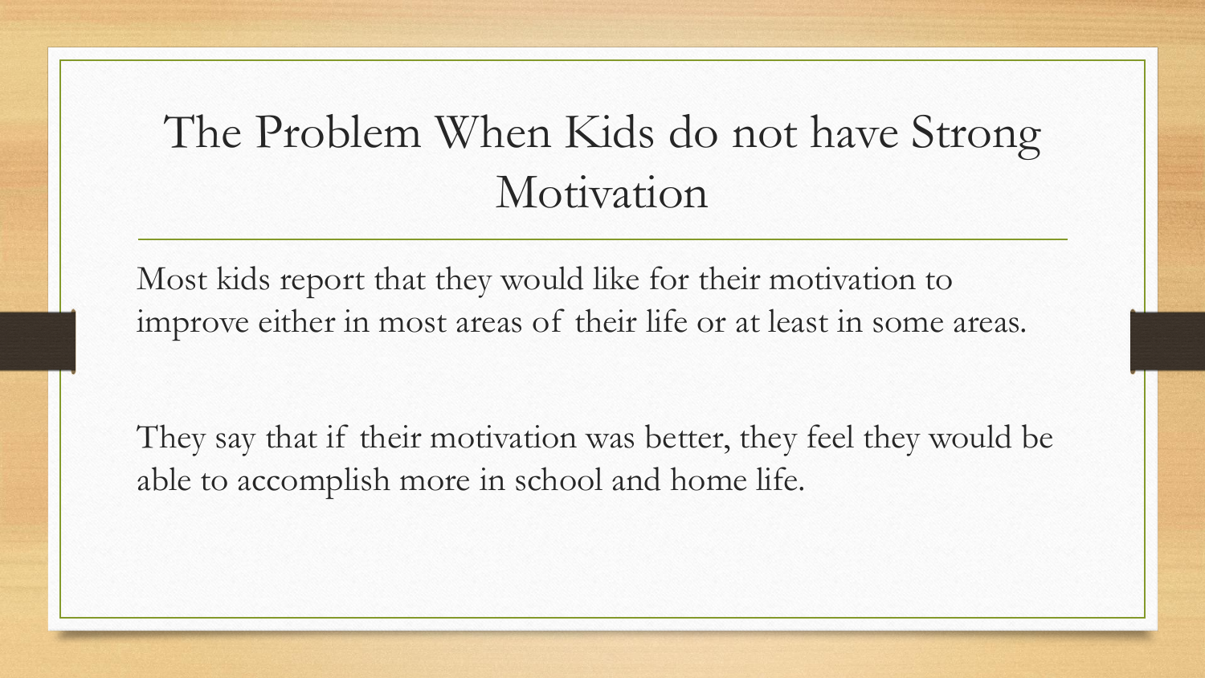# The Problem When Kids do not have Strong Motivation

Most kids report that they would like for their motivation to improve either in most areas of their life or at least in some areas.

They say that if their motivation was better, they feel they would be able to accomplish more in school and home life.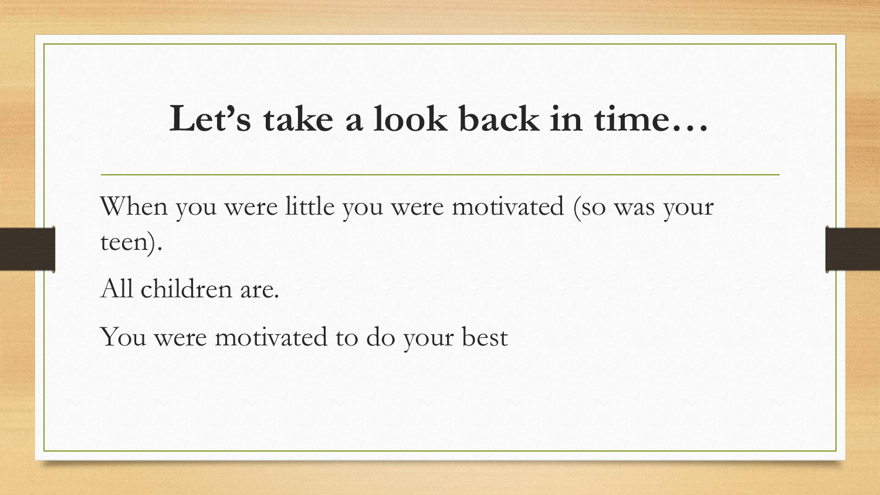# Let's take a look back in time…

When you were little you were motivated (so was your teen).

All children are.

You were motivated to do your best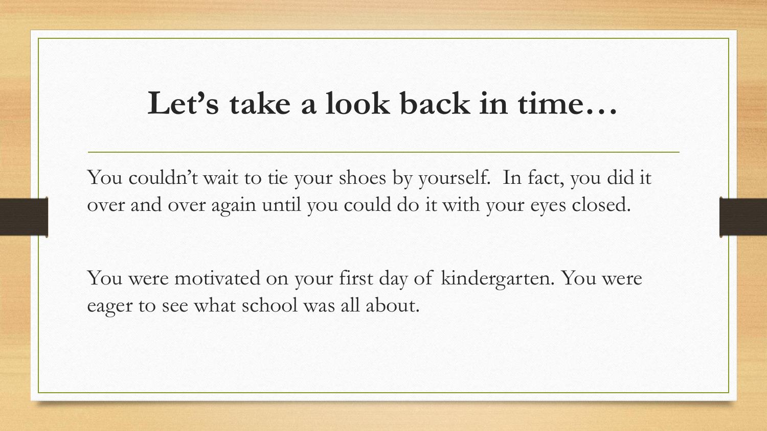# Let's take a look back in time…

You couldn't wait to tie your shoes by yourself. In fact, you did it over and over again until you could do it with your eyes closed.

You were motivated on your first day of kindergarten. You were eager to see what school was all about.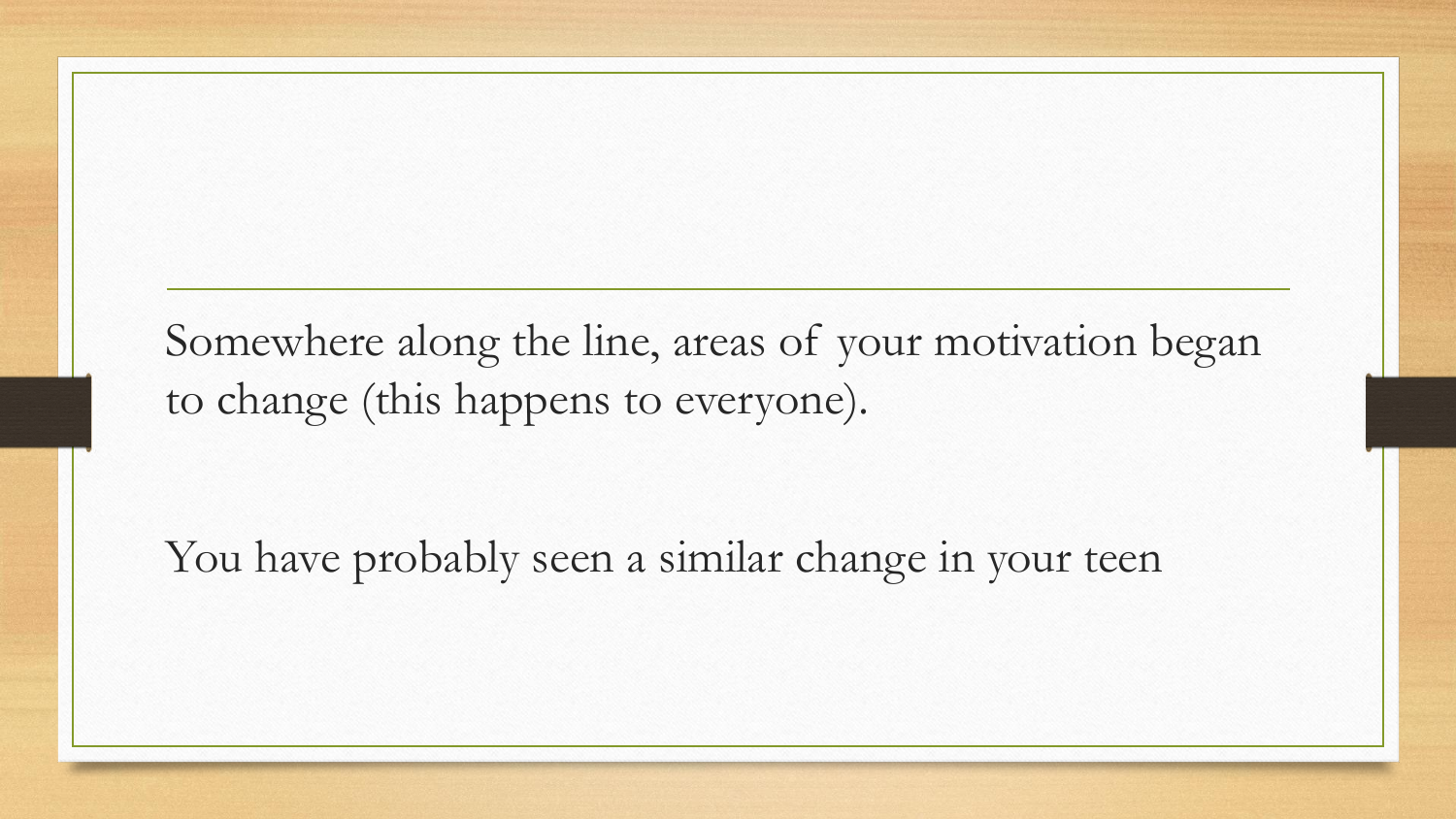Somewhere along the line, areas of your motivation began to change (this happens to everyone).

You have probably seen a similar change in your teen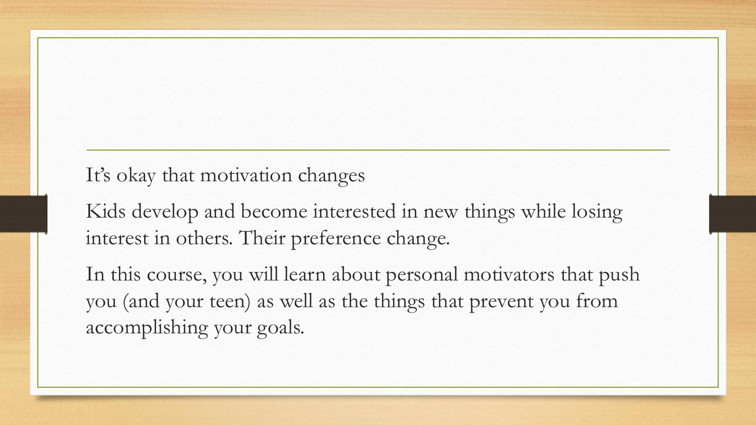It’s okay that motivation changes

Kids develop and become interested in new things while losing interest in others. Their preference change.

In this course, you will learn about personal motivators that push you (and your teen) as well as the things that prevent you from accomplishing your goals.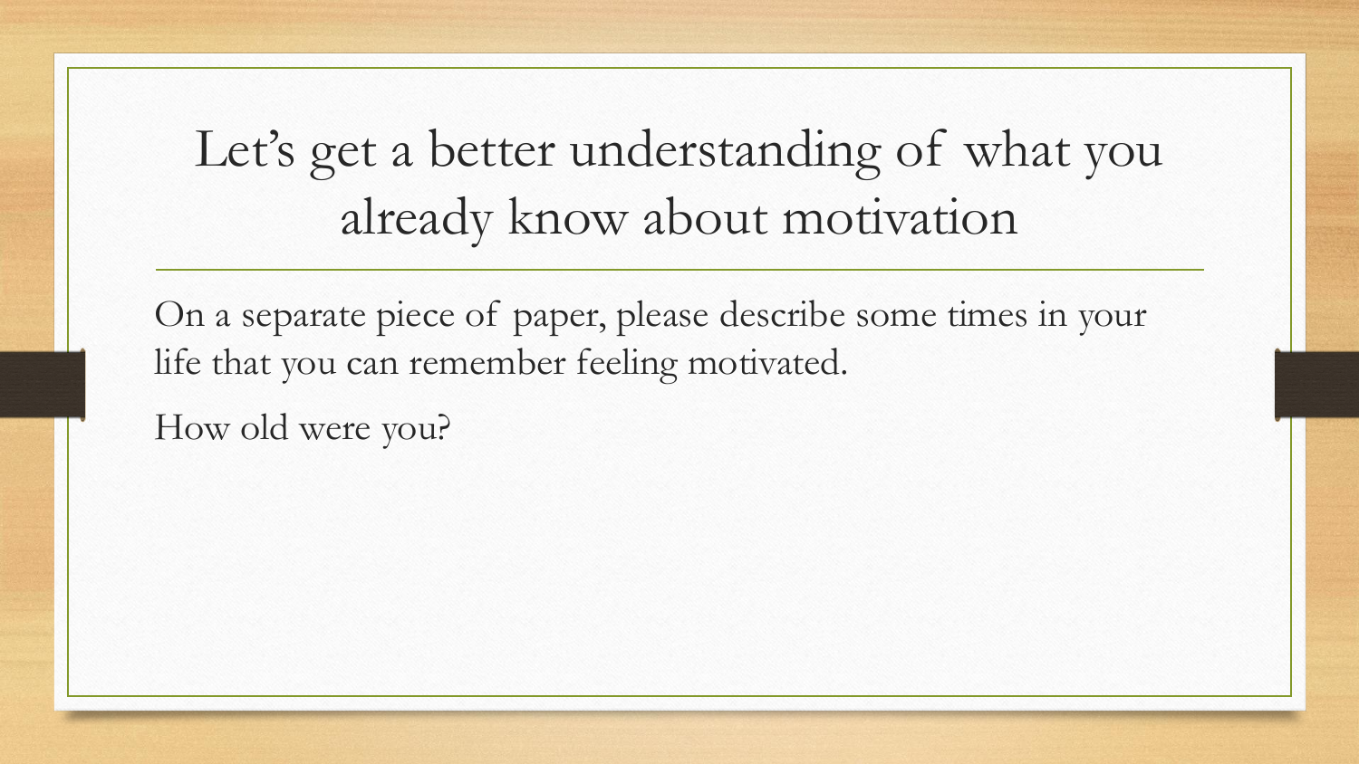# Let's get a better understanding of what you already know about motivation

On a separate piece of paper, please describe some times in your life that you can remember feeling motivated.

How old were you?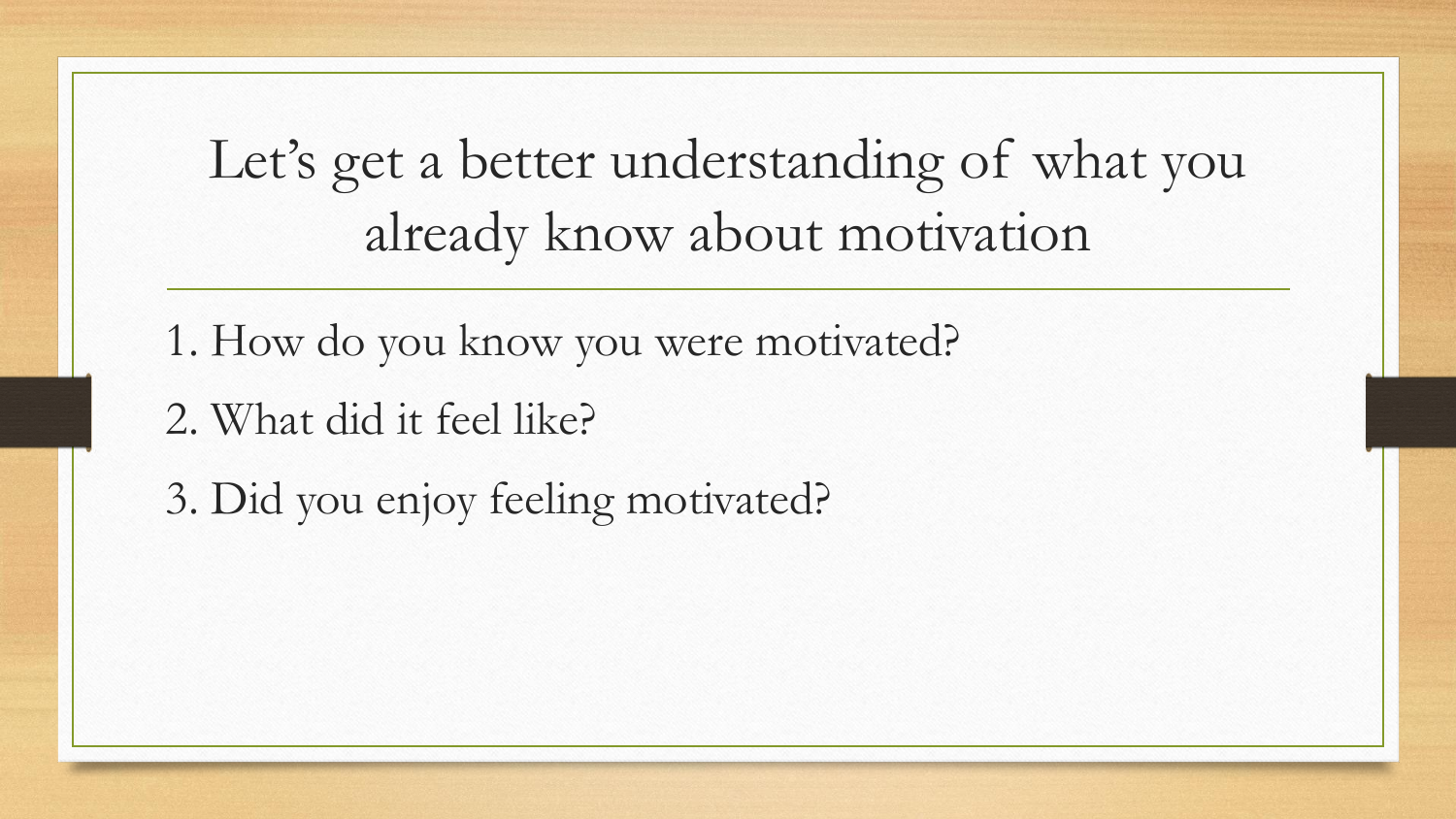# Let's get a better understanding of what you already know about motivation

1. How do you know you were motivated?
2. What did it feel like?
3. Did you enjoy feeling motivated?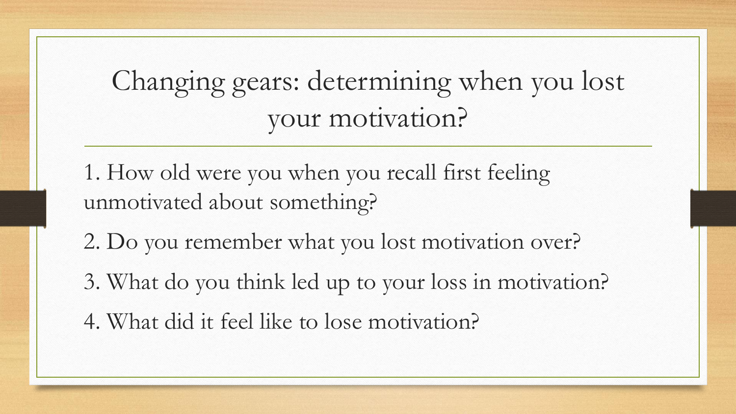# Changing gears: determining when you lost your motivation?

1. How old were you when you recall first feeling unmotivated about something?
2. Do you remember what you lost motivation over?
3. What do you think led up to your loss in motivation?
4. What did it feel like to lose motivation?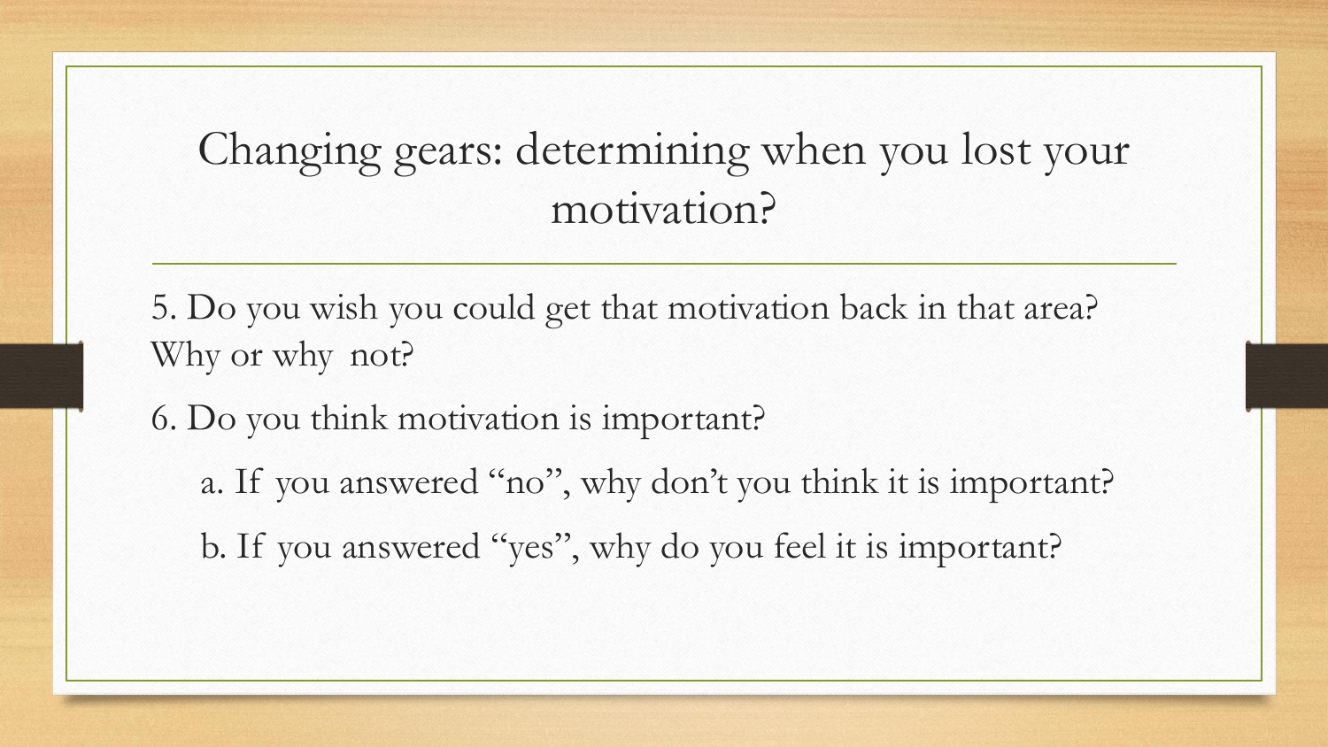# Changing gears: determining when you lost your motivation?

5. Do you wish you could get that motivation back in that area? Why or why not?

6. Do you think motivation is important?

   a. If you answered "no", why don't you think it is important?

   b. If you answered "yes", why do you feel it is important?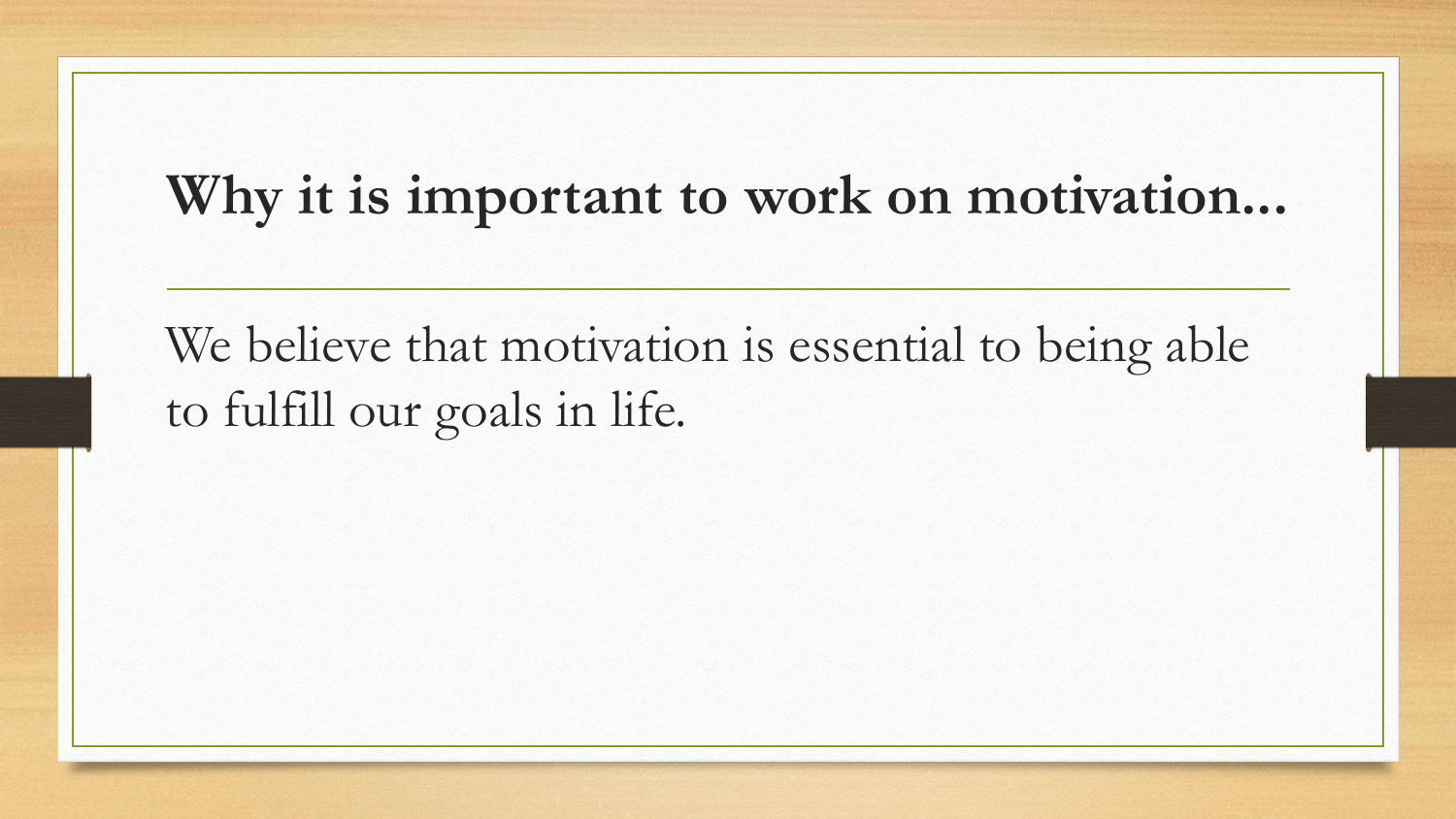# Why it is important to work on motivation...

We believe that motivation is essential to being able to fulfill our goals in life.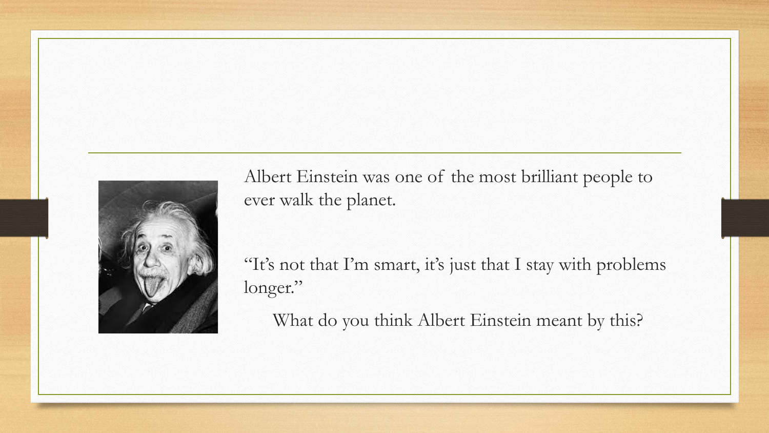Albert Einstein was one of the most brilliant people to ever walk the planet.

"It's not that I'm smart, it's just that I stay with problems longer."

What do you think Albert Einstein meant by this?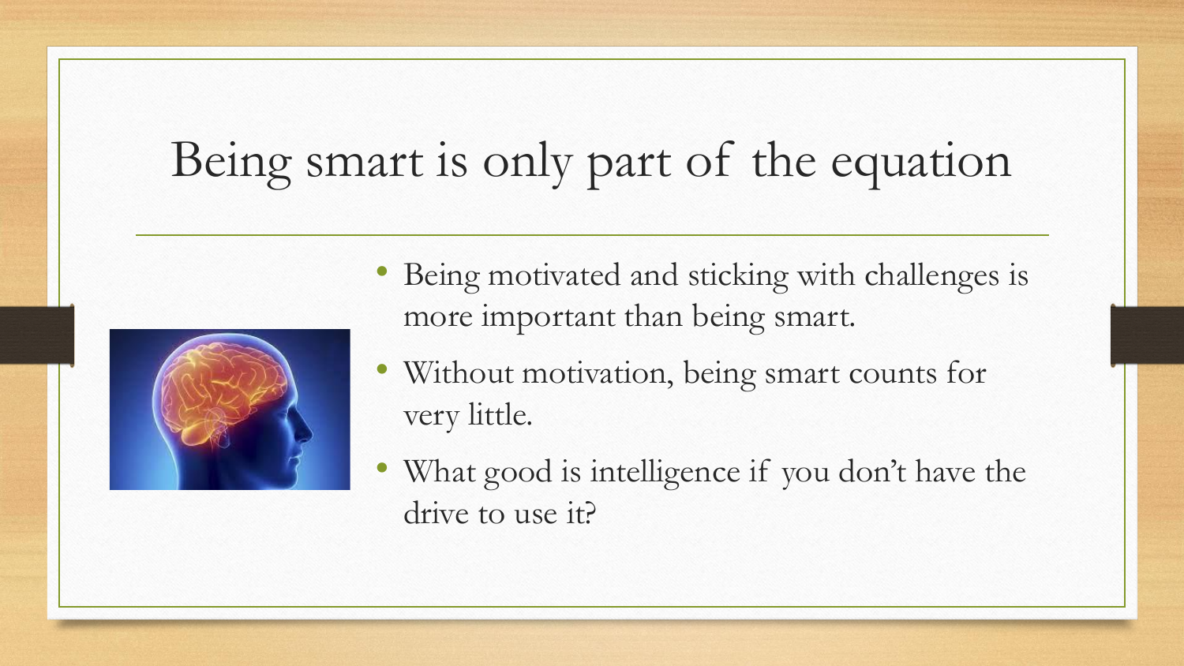# Being smart is only part of the equation

- Being motivated and sticking with challenges is more important than being smart.
- Without motivation, being smart counts for very little.
- What good is intelligence if you don't have the drive to use it?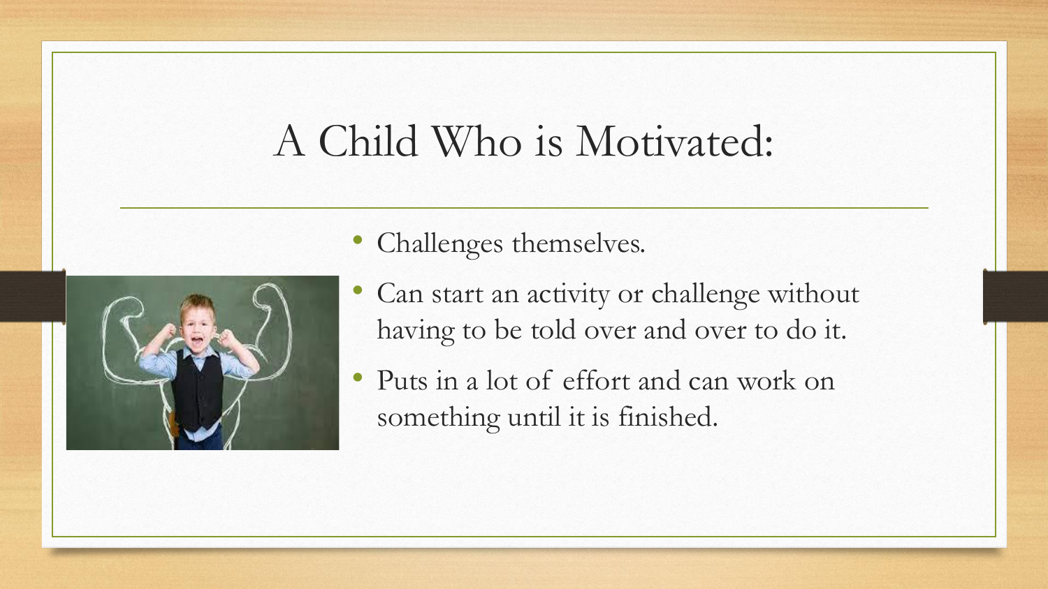# A Child Who is Motivated:

- Challenges themselves.
- Can start an activity or challenge without having to be told over and over to do it.
- Puts in a lot of effort and can work on something until it is finished.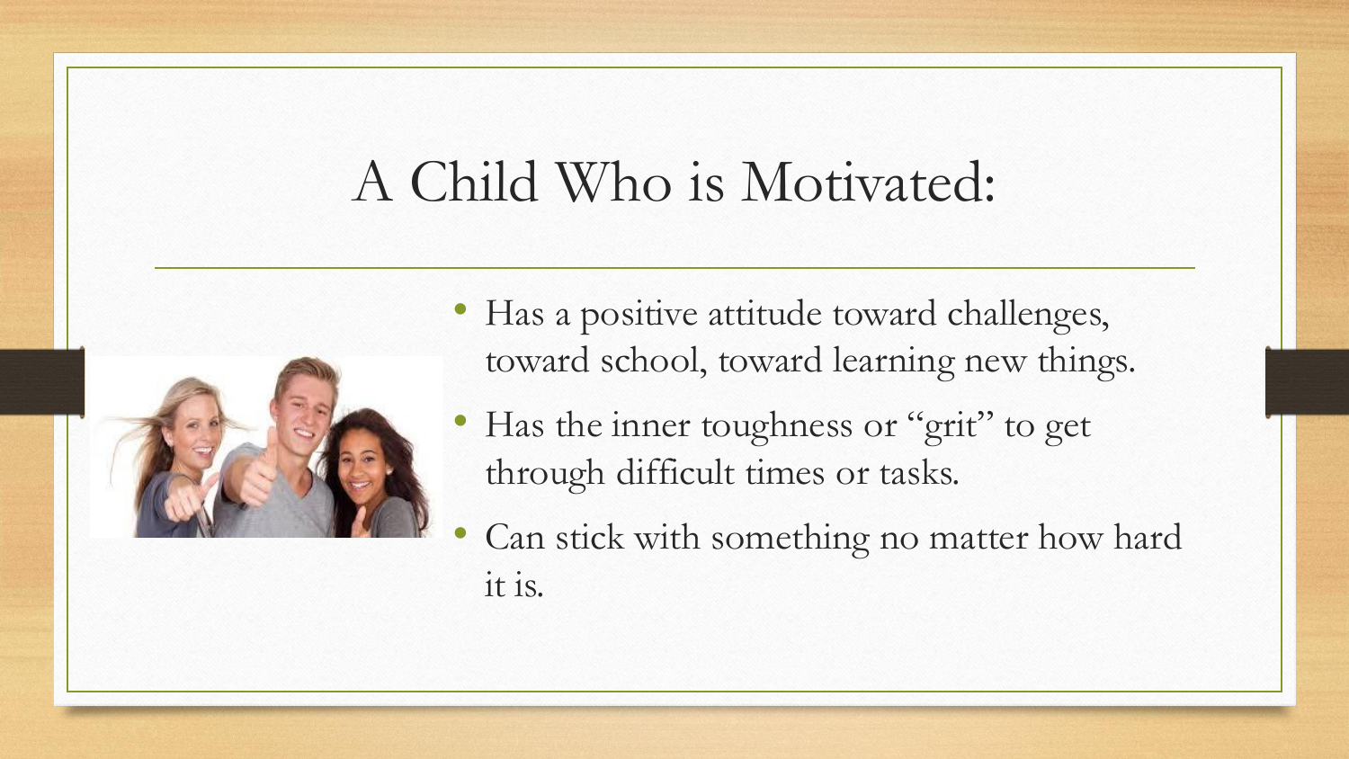# A Child Who is Motivated:

- Has a positive attitude toward challenges, toward school, toward learning new things.
- Has the inner toughness or "grit" to get through difficult times or tasks.
- Can stick with something no matter how hard it is.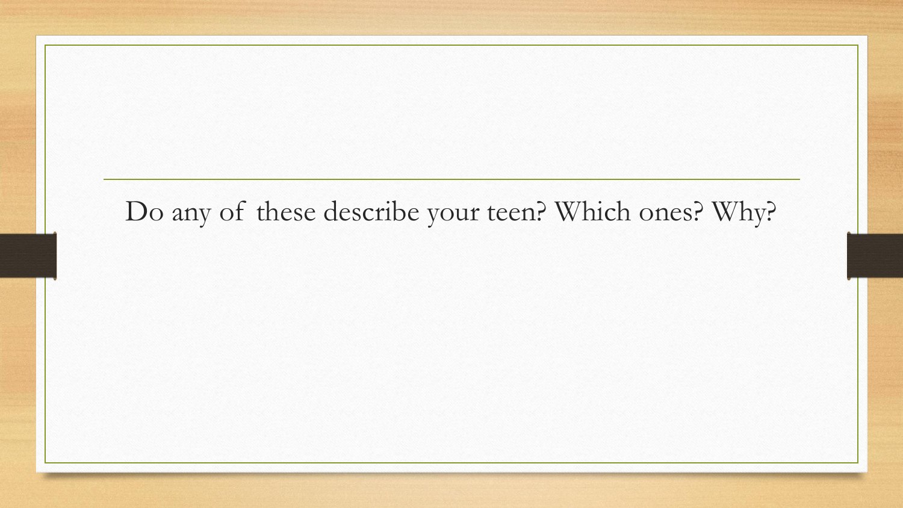Do any of these describe your teen? Which ones? Why?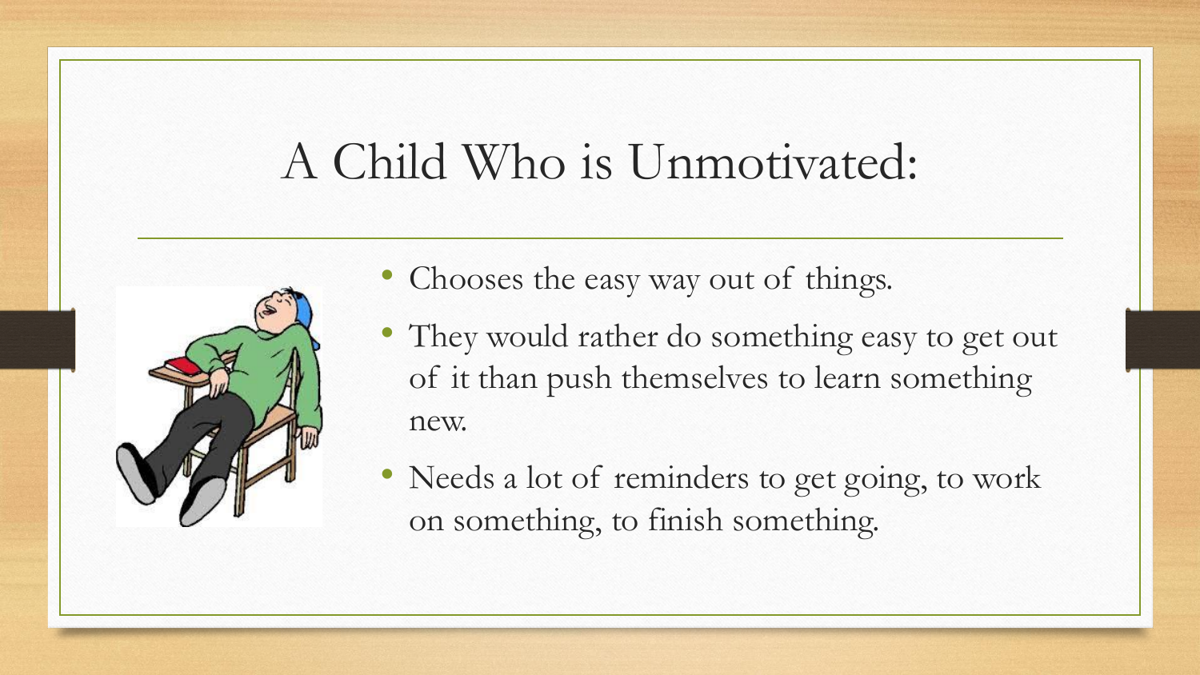# A Child Who is Unmotivated:

- Chooses the easy way out of things.
- They would rather do something easy to get out of it than push themselves to learn something new.
- Needs a lot of reminders to get going, to work on something, to finish something.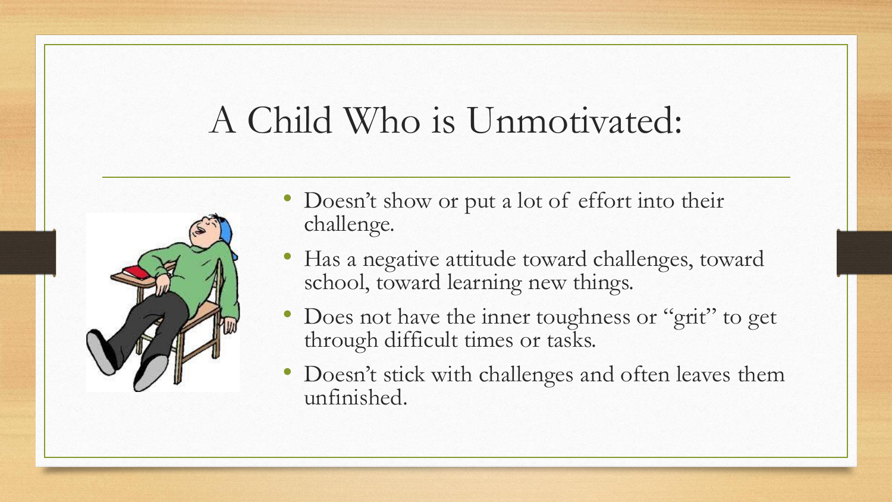# A Child Who is Unmotivated:

- Doesn't show or put a lot of effort into their challenge.
- Has a negative attitude toward challenges, toward school, toward learning new things.
- Does not have the inner toughness or "grit" to get through difficult times or tasks.
- Doesn't stick with challenges and often leaves them unfinished.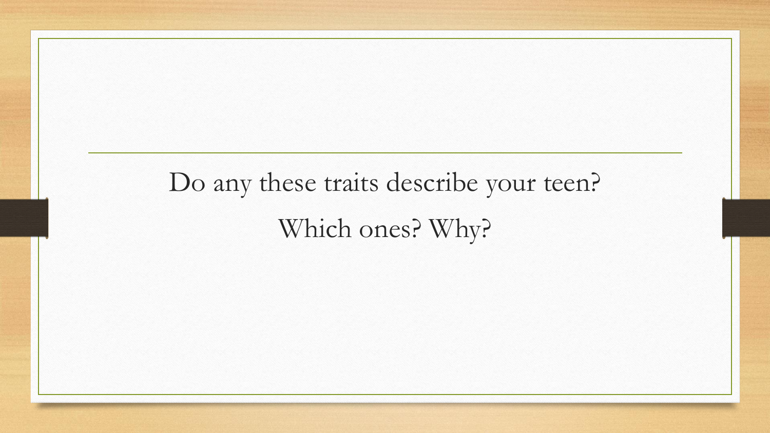Do any these traits describe your teen?

Which ones? Why?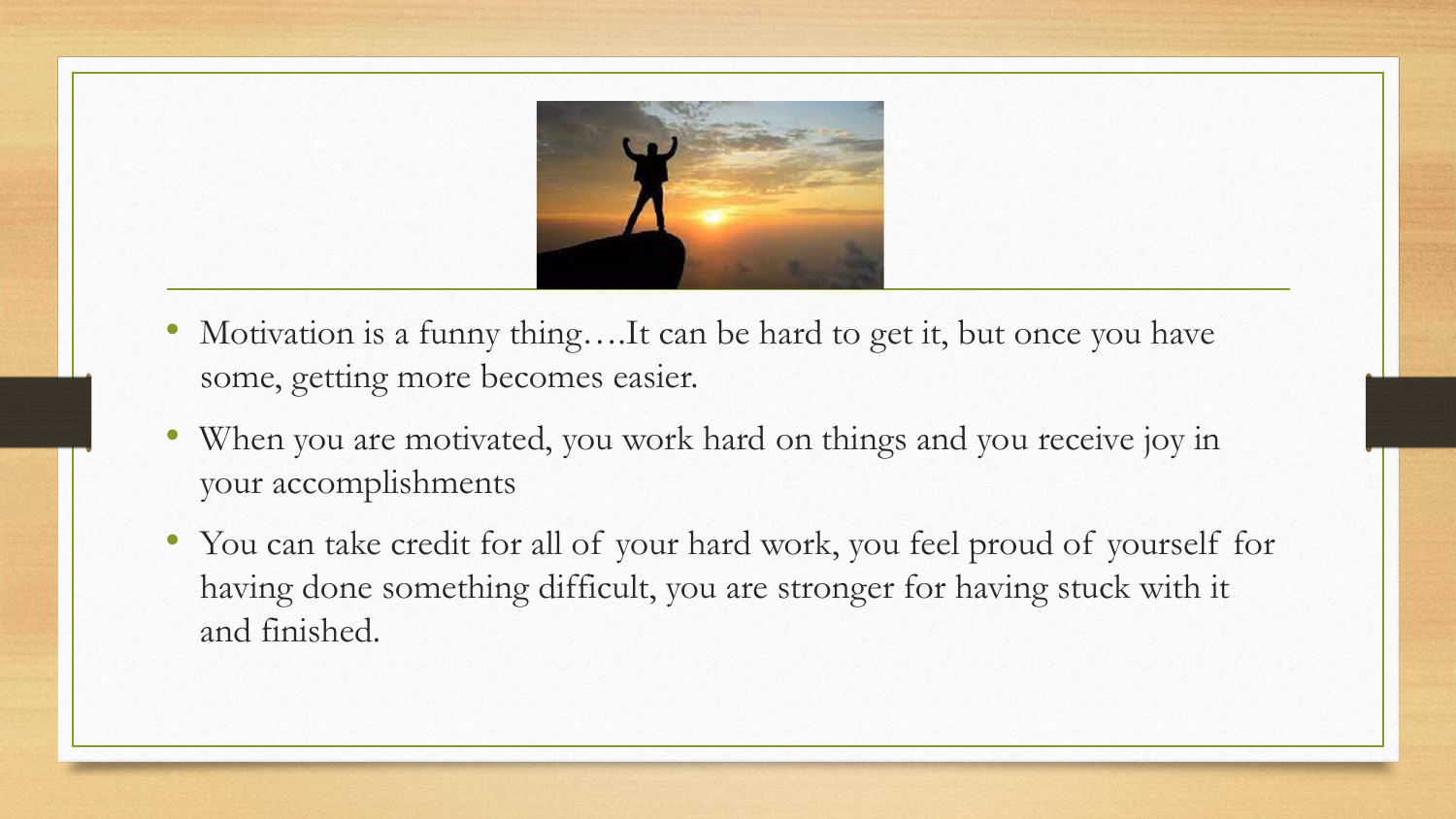- Motivation is a funny thing….It can be hard to get it, but once you have some, getting more becomes easier.
- When you are motivated, you work hard on things and you receive joy in your accomplishments
- You can take credit for all of your hard work, you feel proud of yourself for having done something difficult, you are stronger for having stuck with it and finished.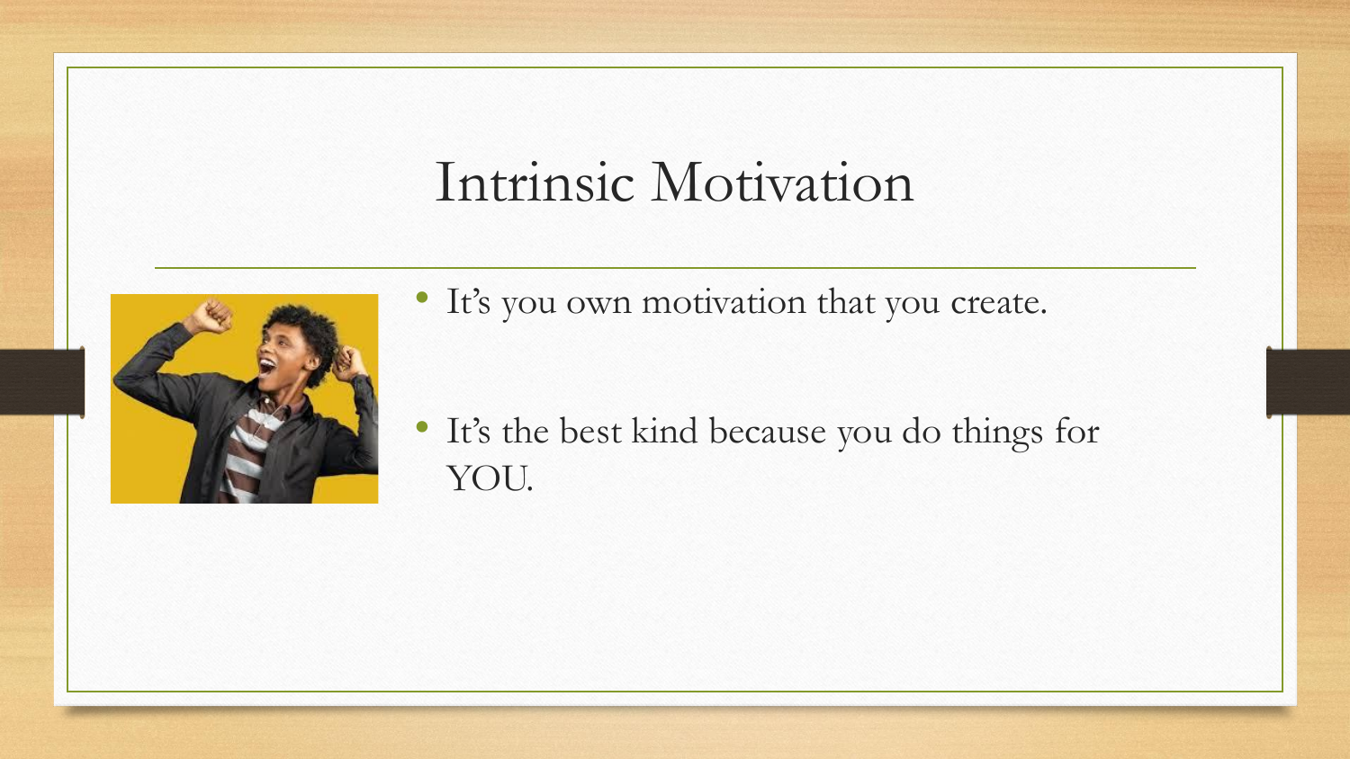# Intrinsic Motivation

- It's you own motivation that you create.
- It's the best kind because you do things for YOU.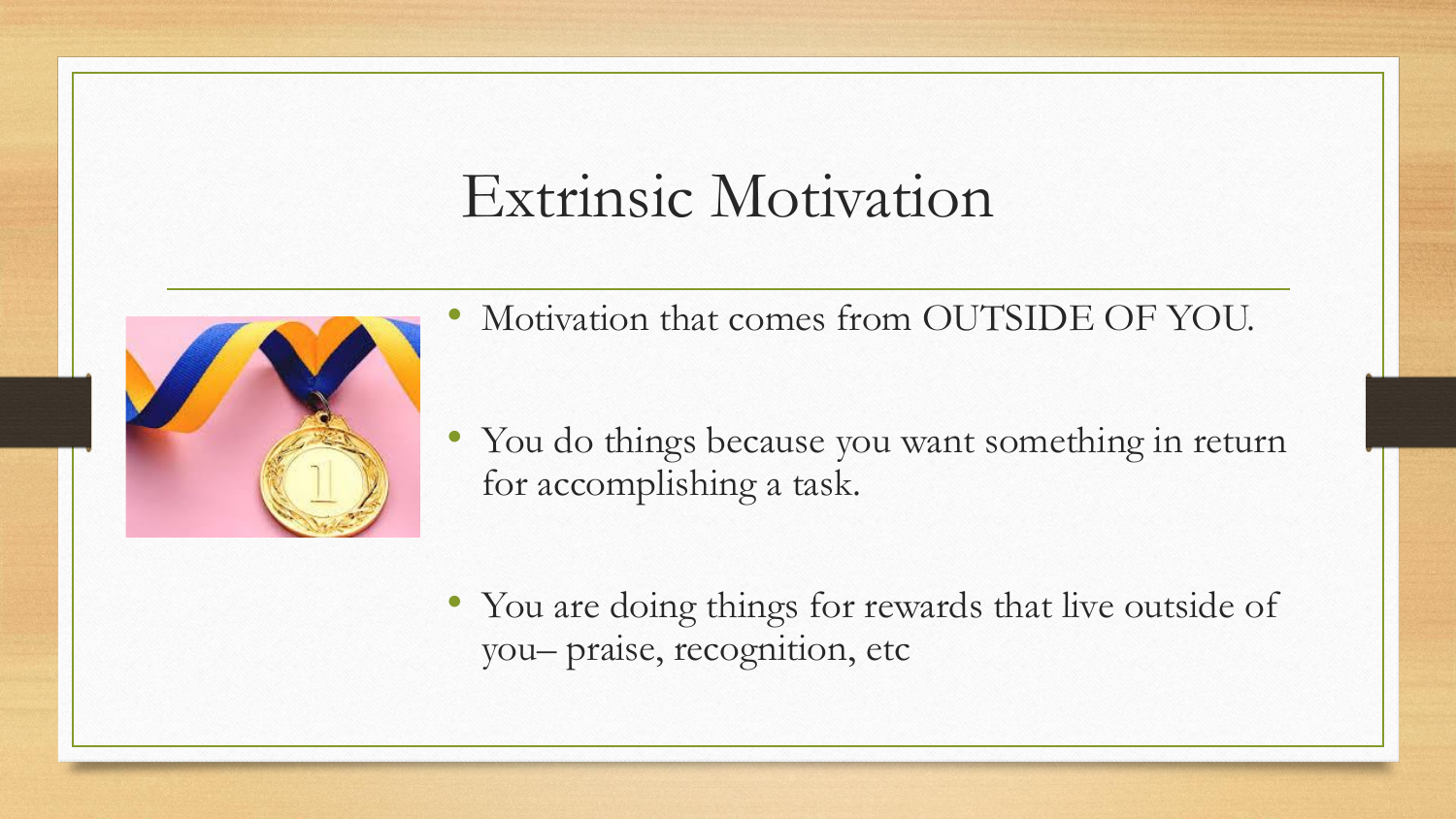# Extrinsic Motivation

- Motivation that comes from OUTSIDE OF YOU.
- You do things because you want something in return for accomplishing a task.
- You are doing things for rewards that live outside of you– praise, recognition, etc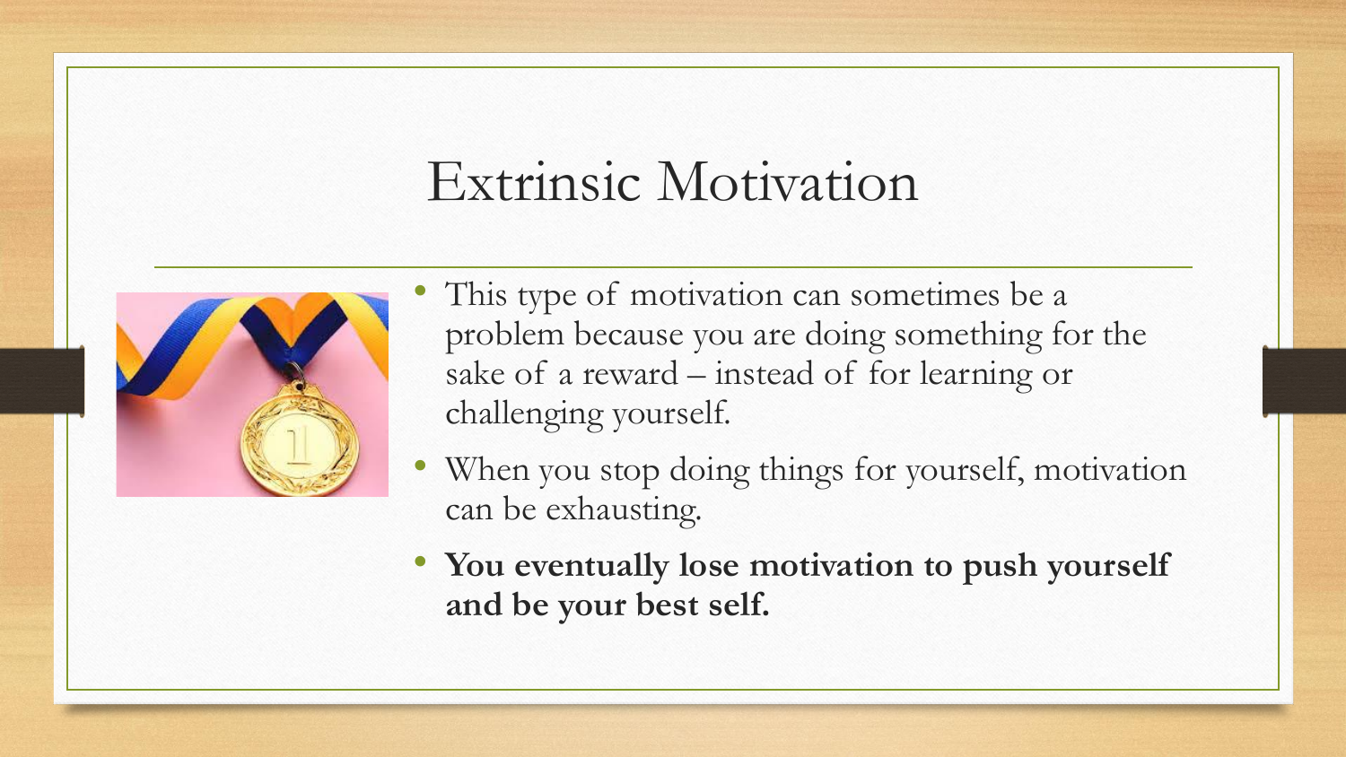# Extrinsic Motivation

- This type of motivation can sometimes be a problem because you are doing something for the sake of a reward – instead of for learning or challenging yourself.
- When you stop doing things for yourself, motivation can be exhausting.
- **You eventually lose motivation to push yourself and be your best self.**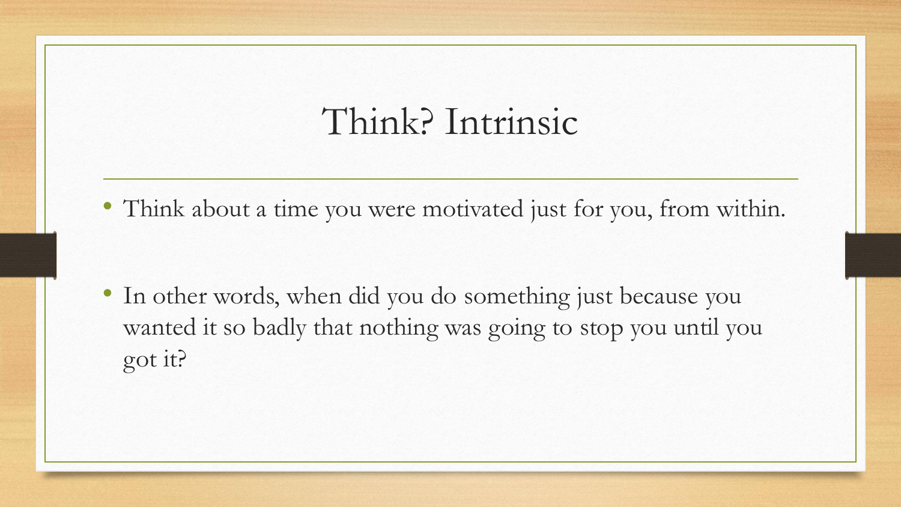# Think? Intrinsic

- Think about a time you were motivated just for you, from within.
- In other words, when did you do something just because you wanted it so badly that nothing was going to stop you until you got it?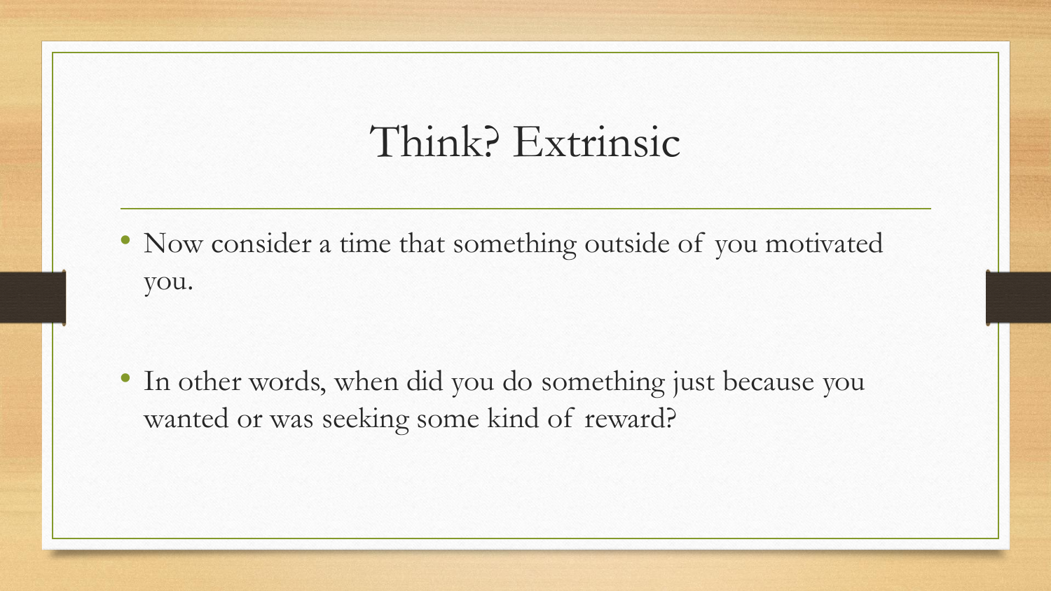# Think? Extrinsic

- Now consider a time that something outside of you motivated you.

- In other words, when did you do something just because you wanted or was seeking some kind of reward?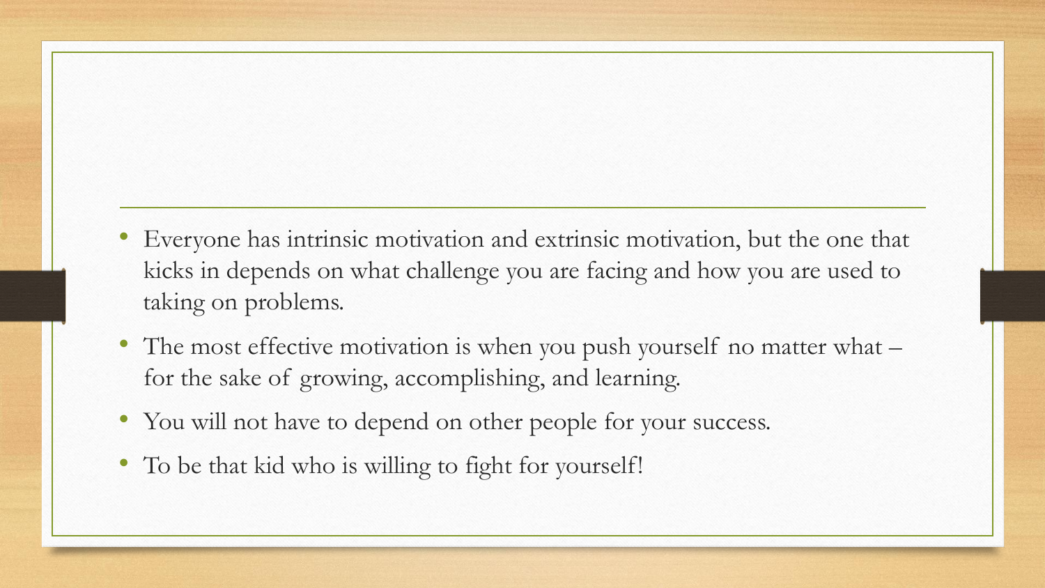- Everyone has intrinsic motivation and extrinsic motivation, but the one that kicks in depends on what challenge you are facing and how you are used to taking on problems.
- The most effective motivation is when you push yourself no matter what – for the sake of growing, accomplishing, and learning.
- You will not have to depend on other people for your success.
- To be that kid who is willing to fight for yourself!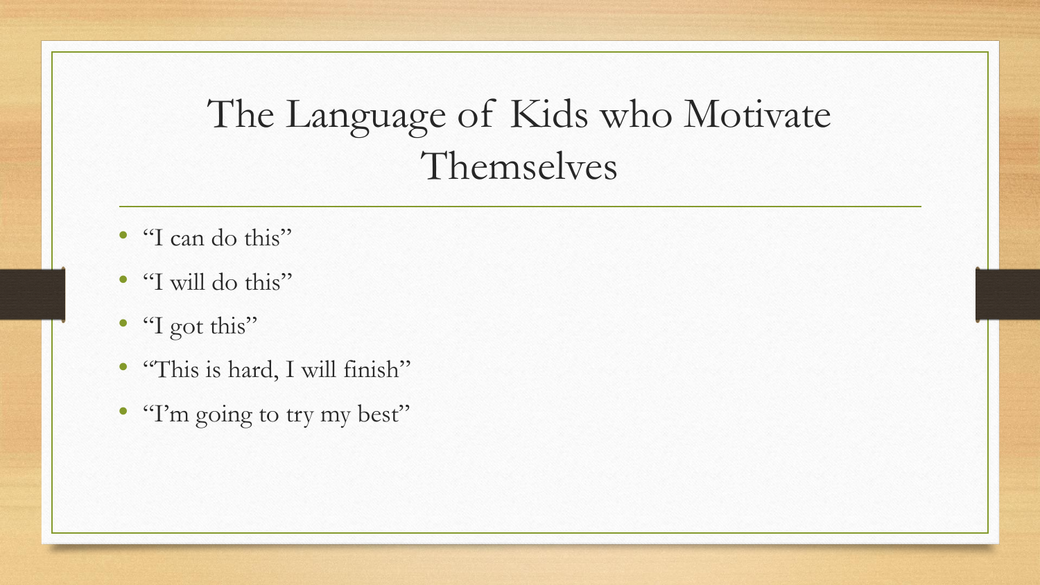# The Language of Kids who Motivate Themselves

- "I can do this"
- "I will do this"
- "I got this"
- "This is hard, I will finish"
- "I'm going to try my best"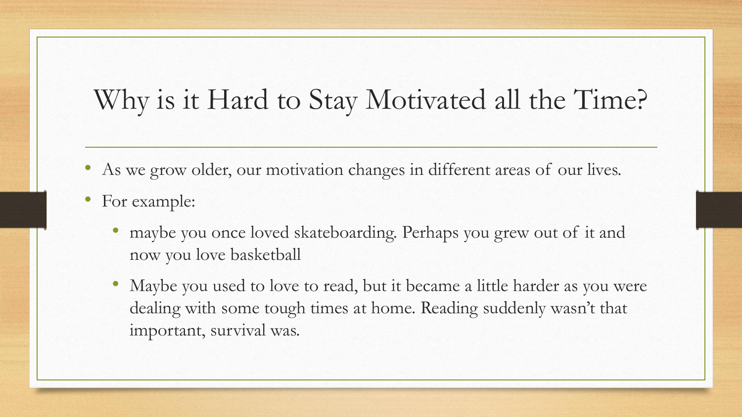# Why is it Hard to Stay Motivated all the Time?

- As we grow older, our motivation changes in different areas of our lives.
- For example:
  - maybe you once loved skateboarding. Perhaps you grew out of it and now you love basketball
  - Maybe you used to love to read, but it became a little harder as you were dealing with some tough times at home. Reading suddenly wasn't that important, survival was.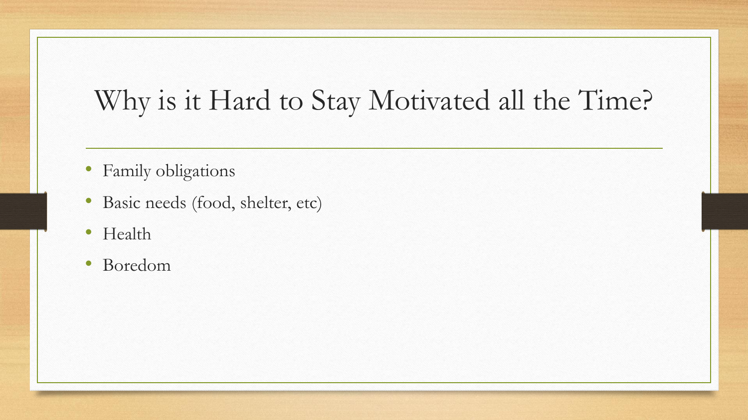# Why is it Hard to Stay Motivated all the Time?

- Family obligations
- Basic needs (food, shelter, etc)
- Health
- Boredom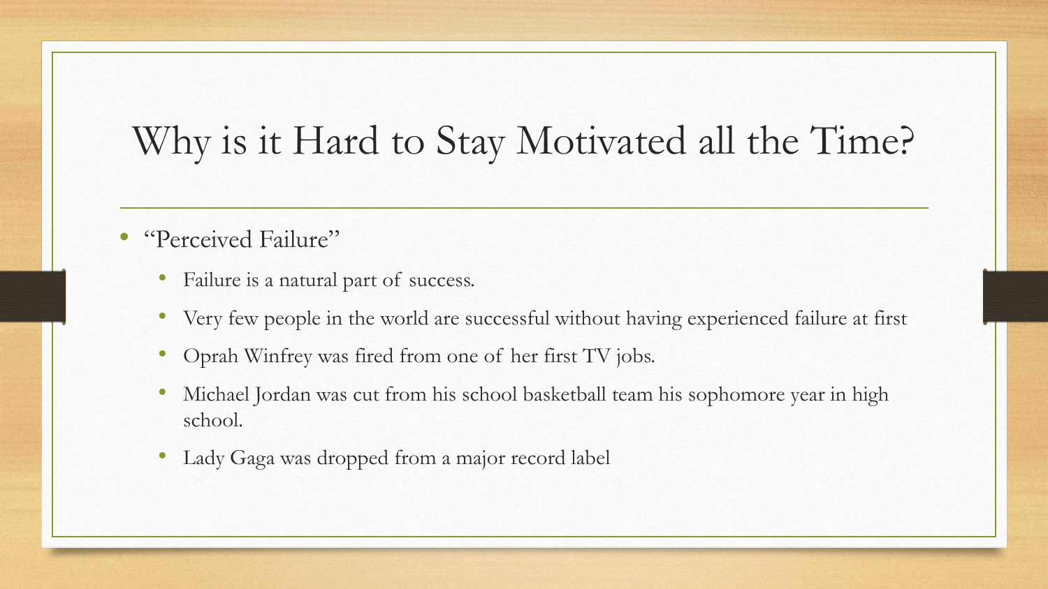# Why is it Hard to Stay Motivated all the Time?

- "Perceived Failure"
  - Failure is a natural part of success.
  - Very few people in the world are successful without having experienced failure at first
  - Oprah Winfrey was fired from one of her first TV jobs.
  - Michael Jordan was cut from his school basketball team his sophomore year in high school.
  - Lady Gaga was dropped from a major record label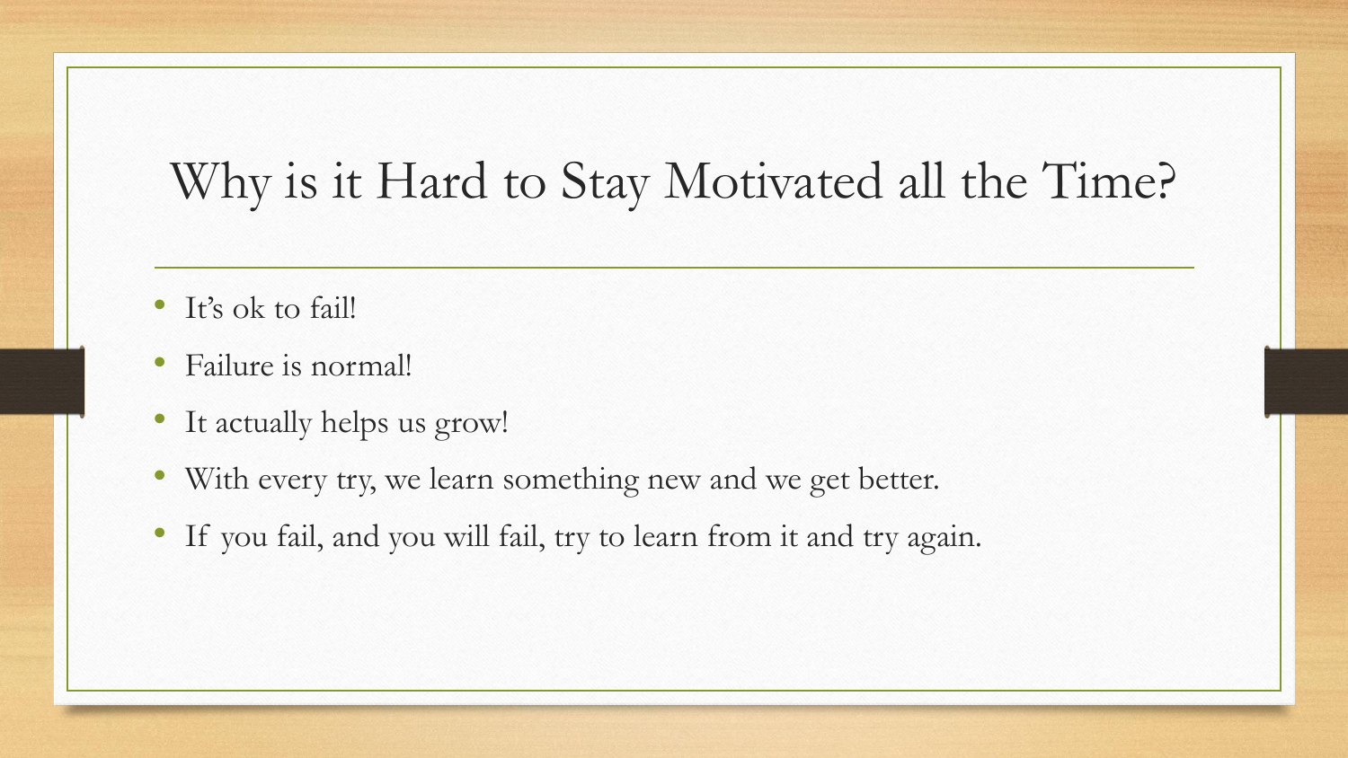# Why is it Hard to Stay Motivated all the Time?

- It's ok to fail!
- Failure is normal!
- It actually helps us grow!
- With every try, we learn something new and we get better.
- If you fail, and you will fail, try to learn from it and try again.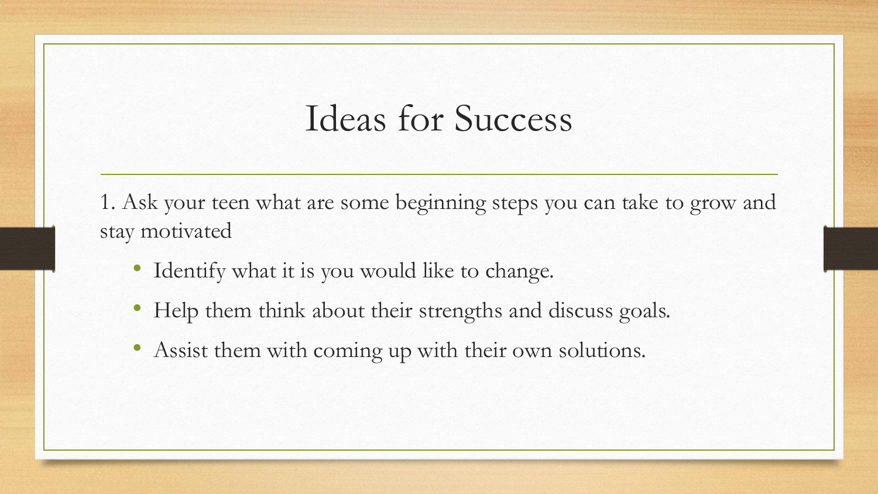# Ideas for Success

1. Ask your teen what are some beginning steps you can take to grow and stay motivated

- Identify what it is you would like to change.
- Help them think about their strengths and discuss goals.
- Assist them with coming up with their own solutions.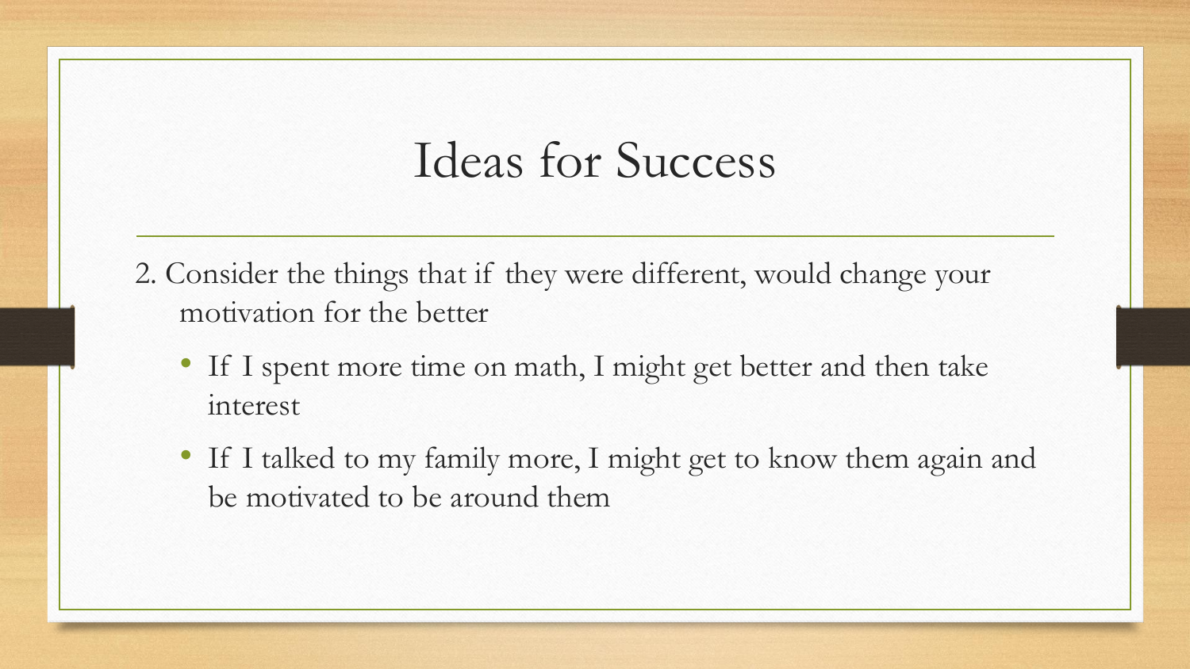# Ideas for Success

2. Consider the things that if they were different, would change your motivation for the better
    - If I spent more time on math, I might get better and then take interest
    - If I talked to my family more, I might get to know them again and be motivated to be around them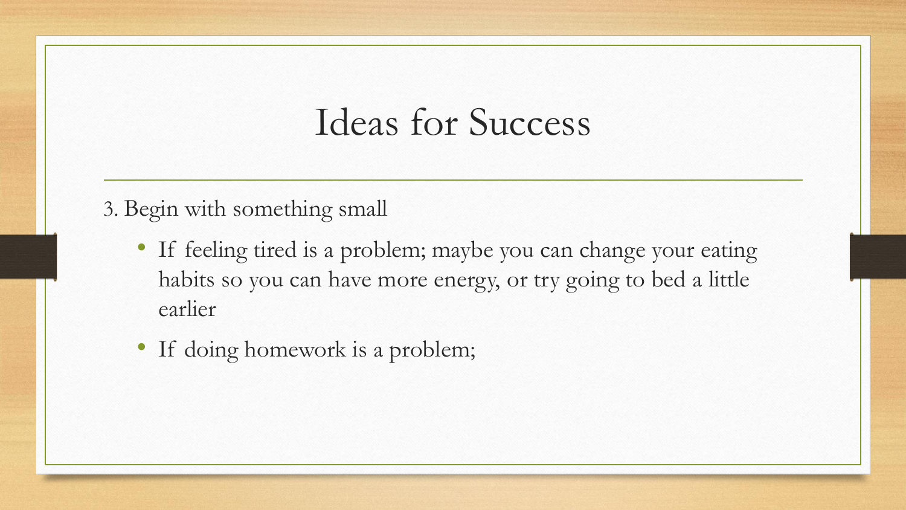# Ideas for Success

3. Begin with something small

- If feeling tired is a problem; maybe you can change your eating habits so you can have more energy, or try going to bed a little earlier
- If doing homework is a problem;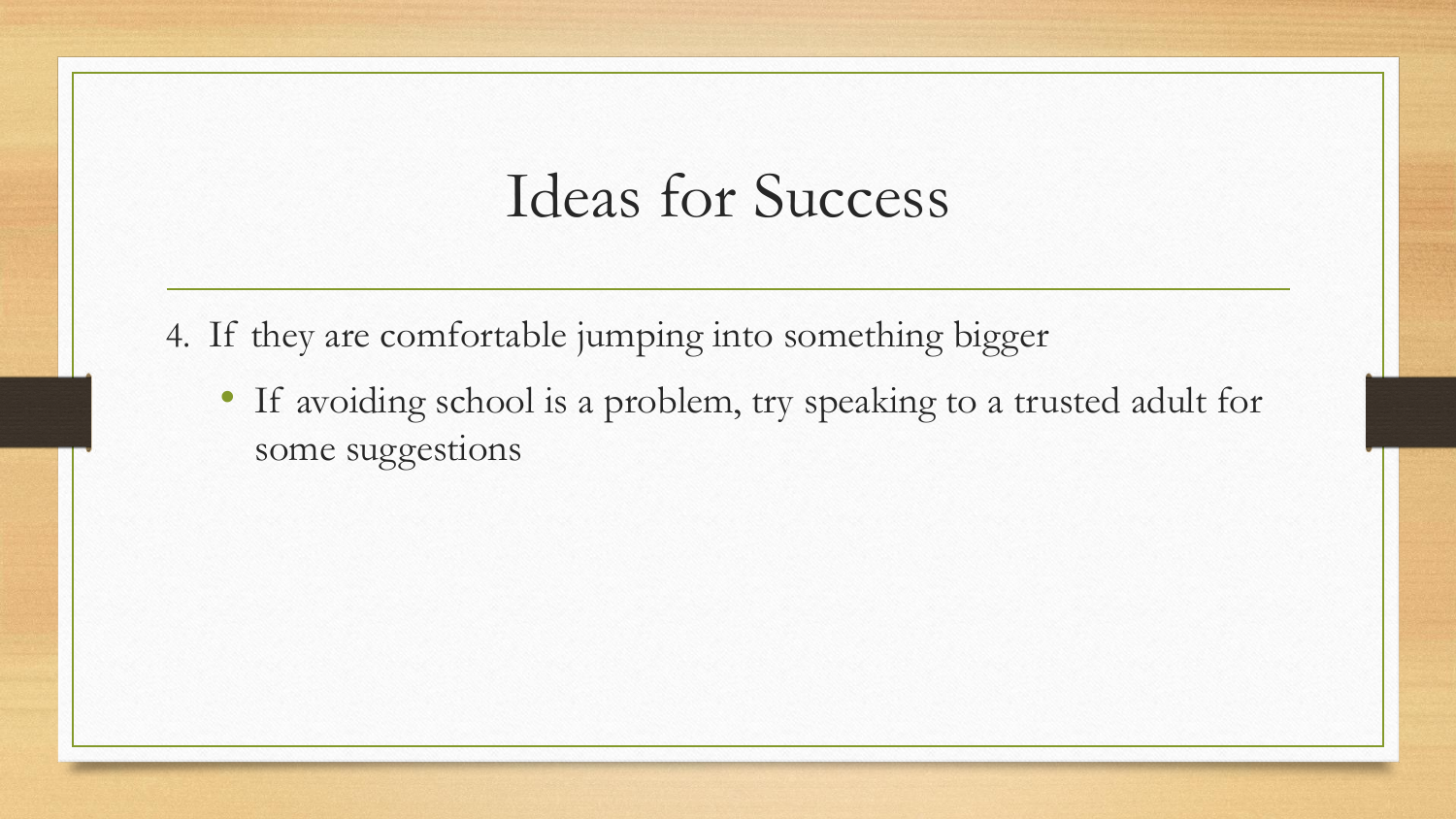# Ideas for Success

4. If they are comfortable jumping into something bigger
    - If avoiding school is a problem, try speaking to a trusted adult for some suggestions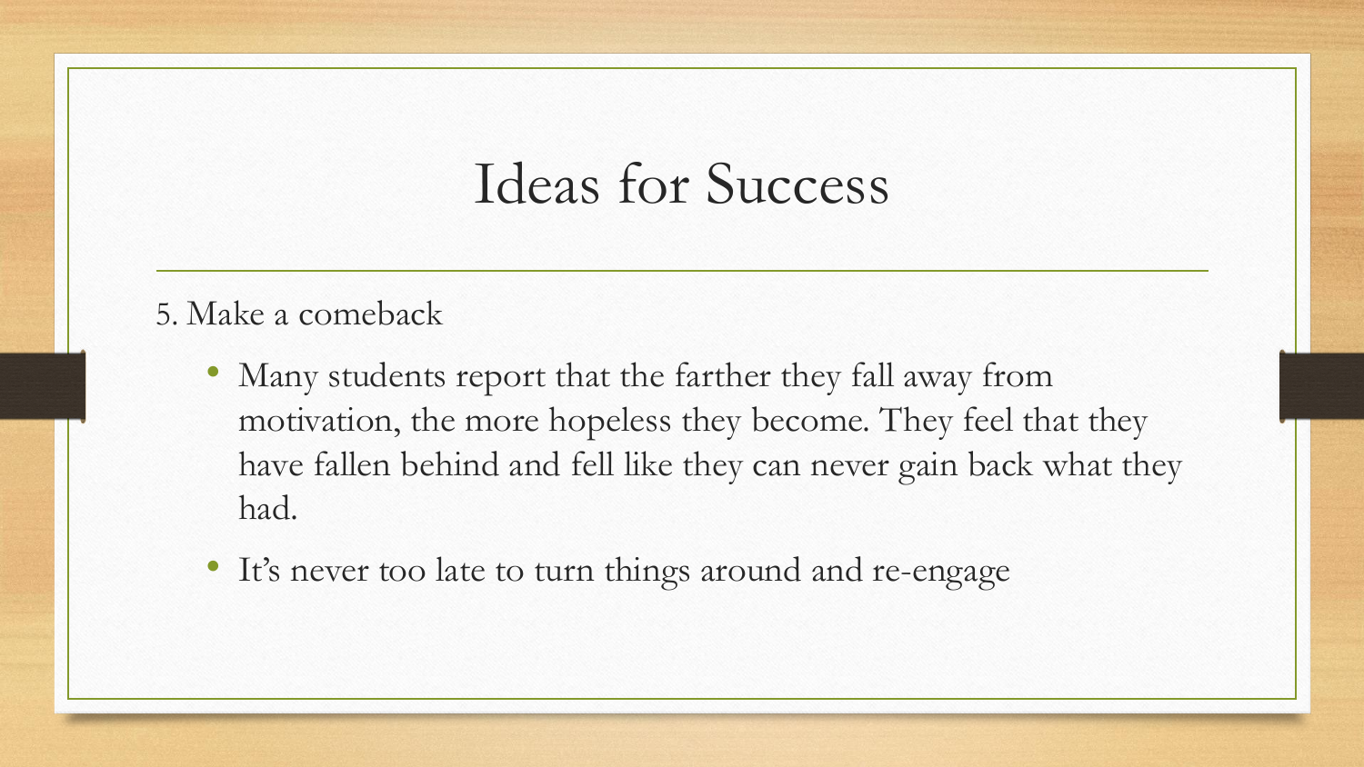# Ideas for Success

5. Make a comeback

- Many students report that the farther they fall away from motivation, the more hopeless they become. They feel that they have fallen behind and fell like they can never gain back what they had.
- It's never too late to turn things around and re-engage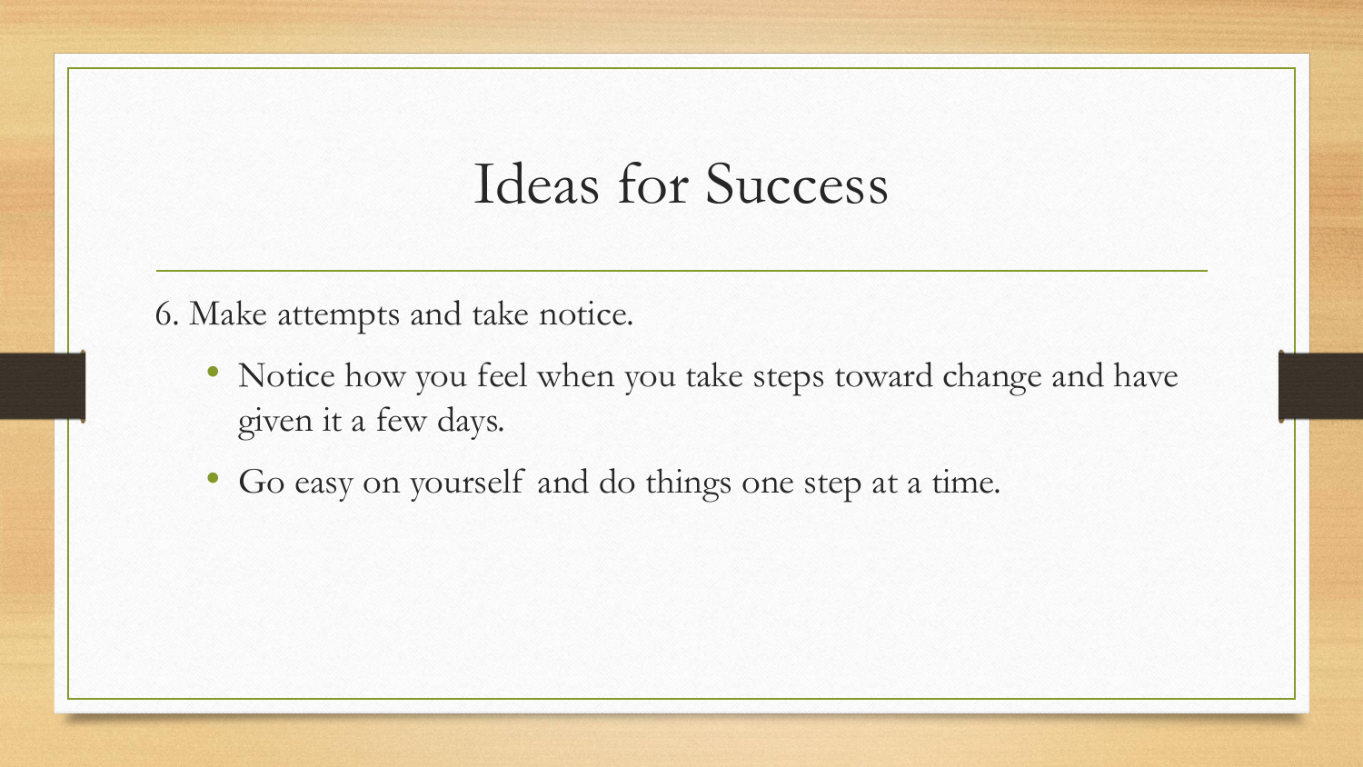# Ideas for Success

6. Make attempts and take notice.

- Notice how you feel when you take steps toward change and have given it a few days.
- Go easy on yourself and do things one step at a time.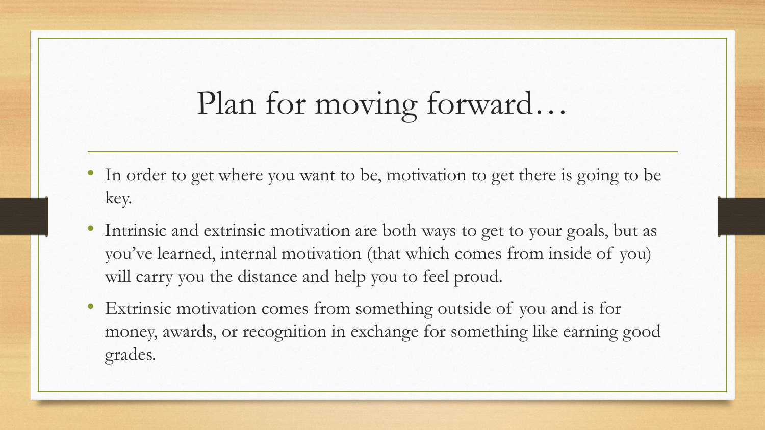# Plan for moving forward…

- In order to get where you want to be, motivation to get there is going to be key.
- Intrinsic and extrinsic motivation are both ways to get to your goals, but as you've learned, internal motivation (that which comes from inside of you) will carry you the distance and help you to feel proud.
- Extrinsic motivation comes from something outside of you and is for money, awards, or recognition in exchange for something like earning good grades.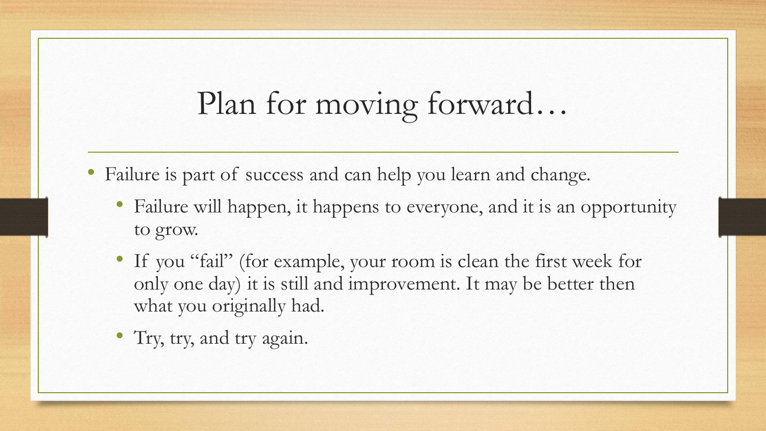# Plan for moving forward…

- Failure is part of success and can help you learn and change.
  - Failure will happen, it happens to everyone, and it is an opportunity to grow.
  - If you "fail" (for example, your room is clean the first week for only one day) it is still and improvement. It may be better then what you originally had.
  - Try, try, and try again.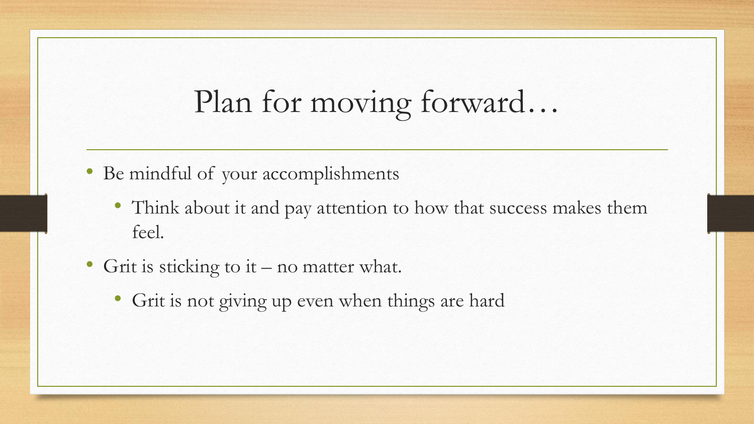# Plan for moving forward…

- Be mindful of your accomplishments
  - Think about it and pay attention to how that success makes them feel.
- Grit is sticking to it – no matter what.
  - Grit is not giving up even when things are hard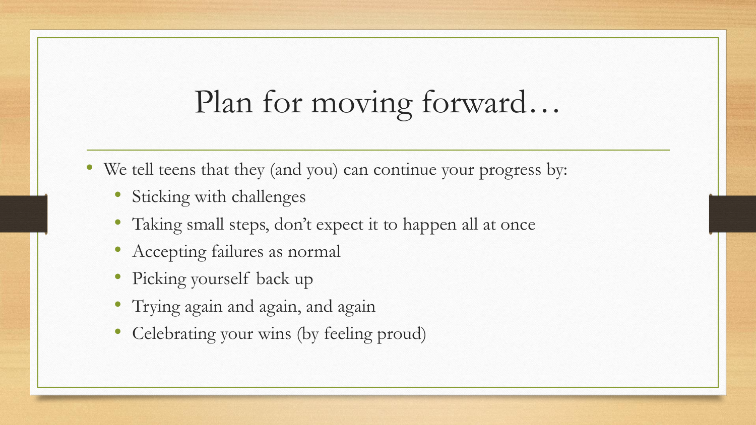# Plan for moving forward…

- We tell teens that they (and you) can continue your progress by:
  - Sticking with challenges
  - Taking small steps, don't expect it to happen all at once
  - Accepting failures as normal
  - Picking yourself back up
  - Trying again and again, and again
  - Celebrating your wins (by feeling proud)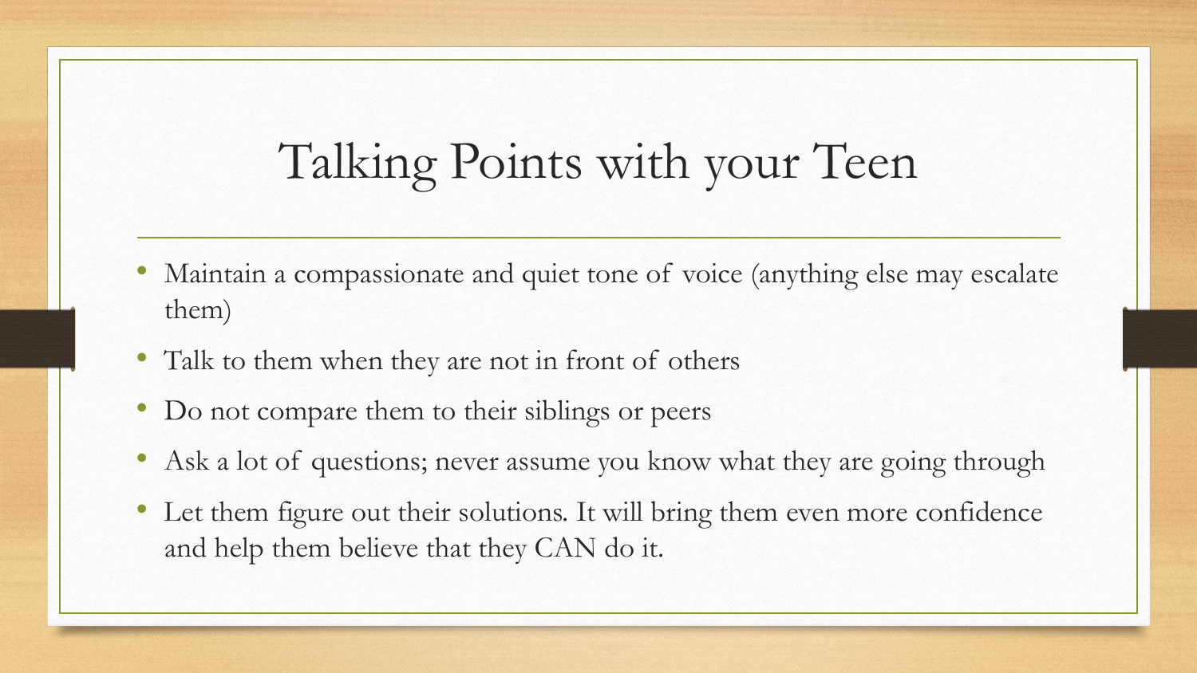# Talking Points with your Teen

- Maintain a compassionate and quiet tone of voice (anything else may escalate them)
- Talk to them when they are not in front of others
- Do not compare them to their siblings or peers
- Ask a lot of questions; never assume you know what they are going through
- Let them figure out their solutions. It will bring them even more confidence and help them believe that they CAN do it.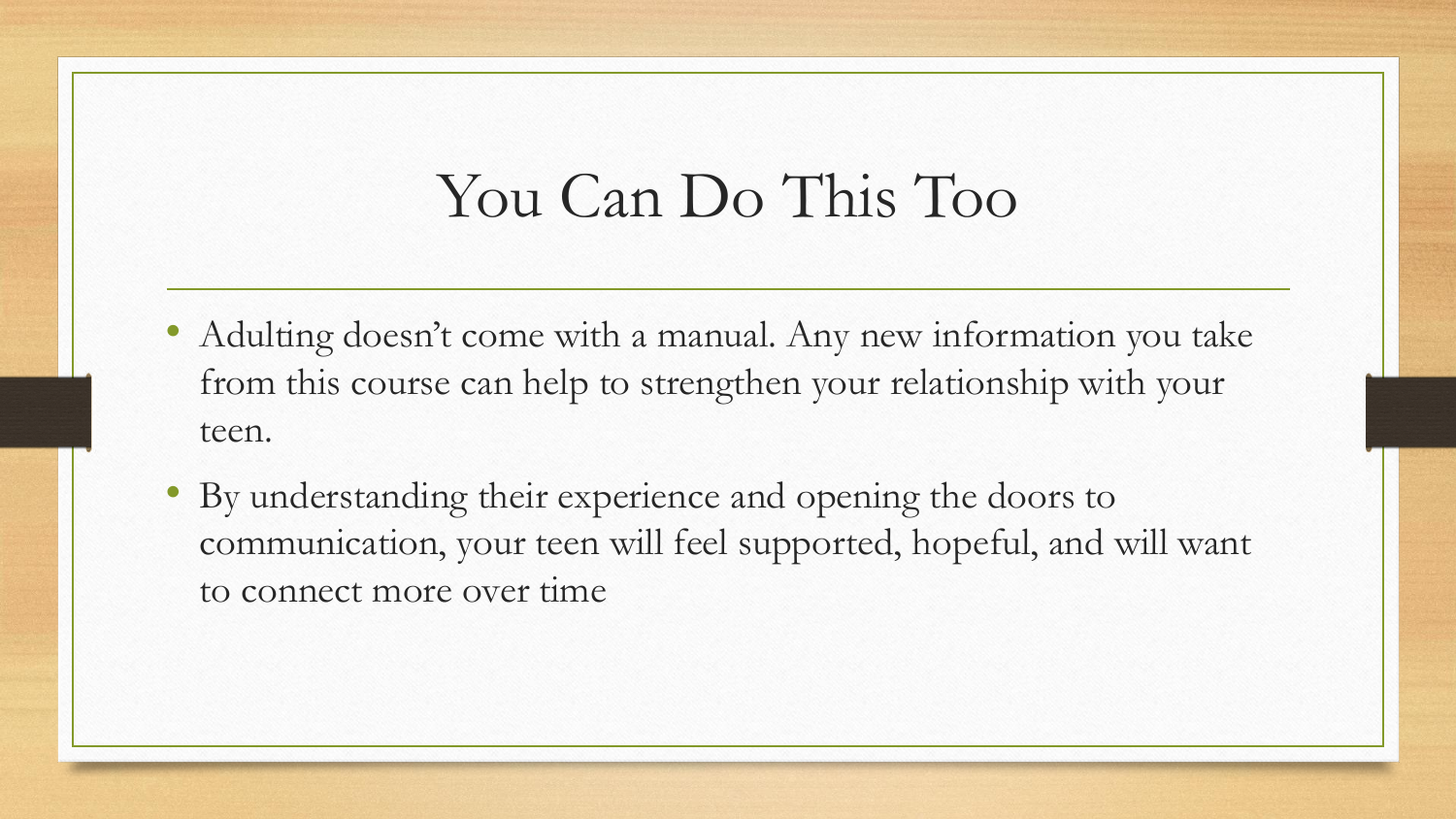# You Can Do This Too

- Adulting doesn’t come with a manual. Any new information you take from this course can help to strengthen your relationship with your teen.
- By understanding their experience and opening the doors to communication, your teen will feel supported, hopeful, and will want to connect more over time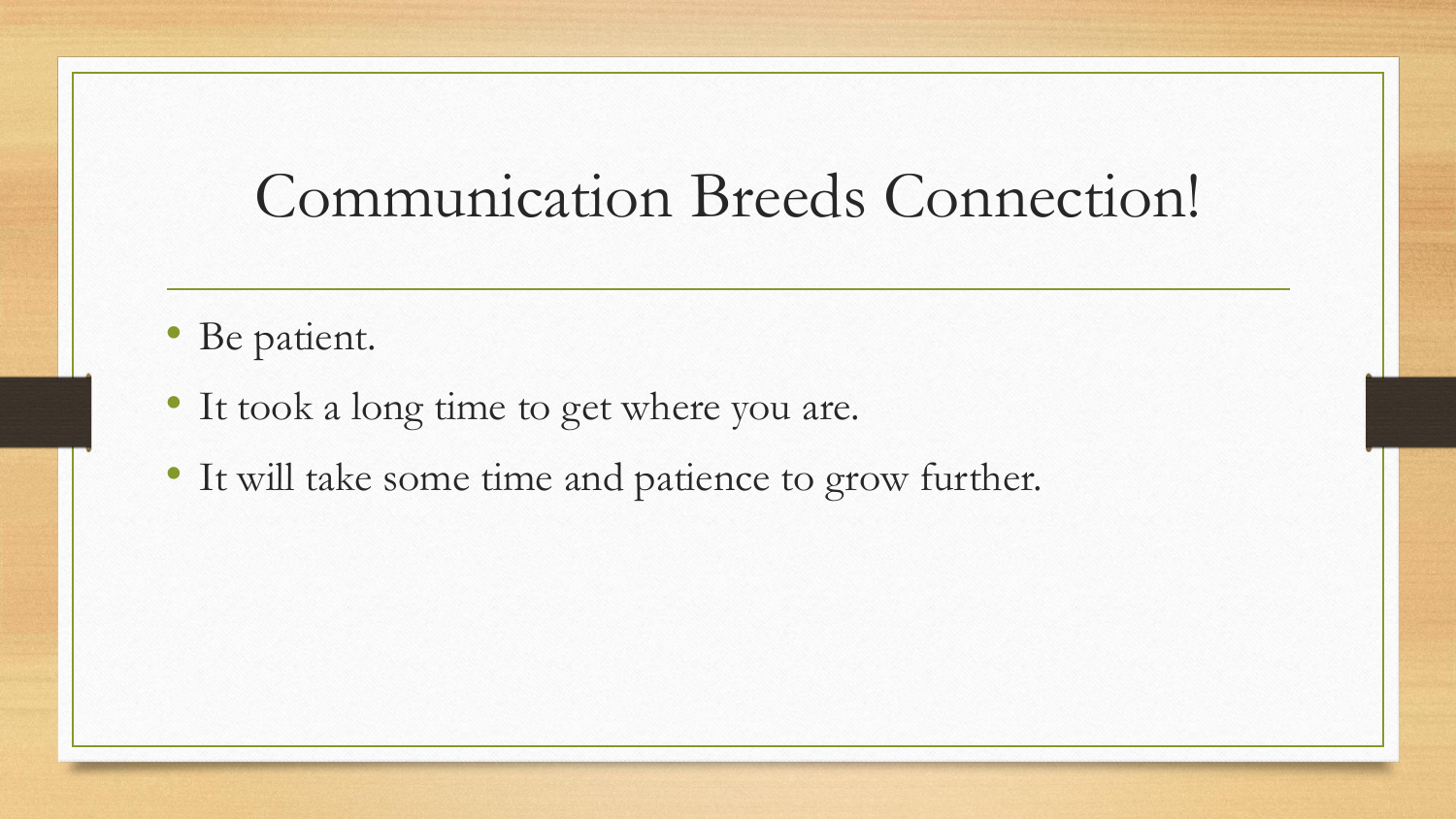# Communication Breeds Connection!

- Be patient.
- It took a long time to get where you are.
- It will take some time and patience to grow further.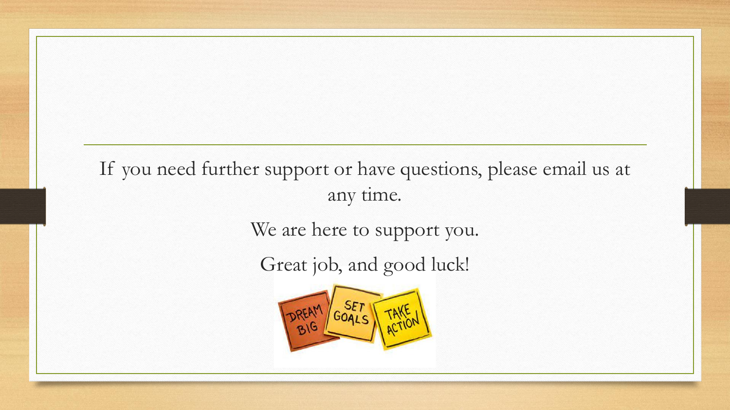If you need further support or have questions, please email us at any time.

We are here to support you.

Great job, and good luck!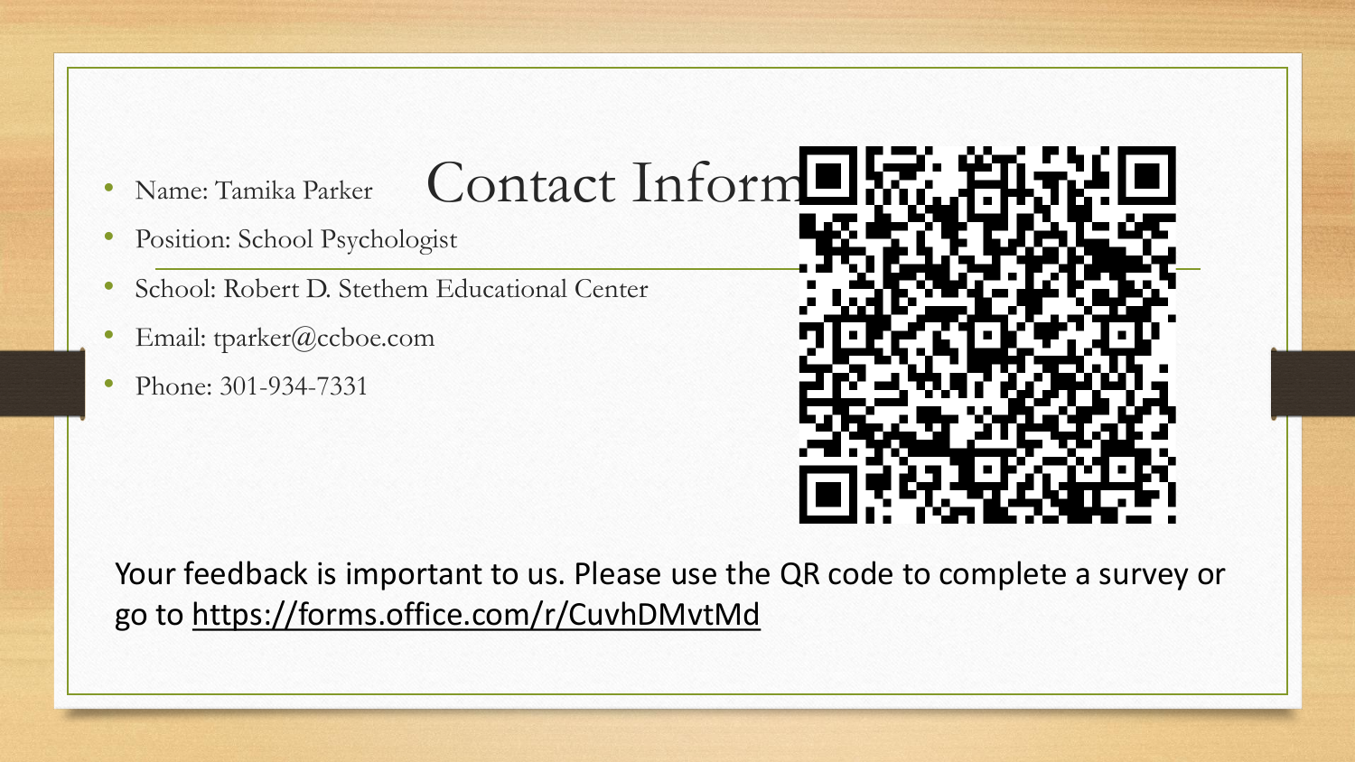# Contact Inform

- Name: Tamika Parker
- Position: School Psychologist
- School: Robert D. Stethem Educational Center
- Email: tparker@ccboe.com
- Phone: 301-934-7331

Your feedback is important to us. Please use the QR code to complete a survey or go to https://forms.office.com/r/CuvhDMvtMd